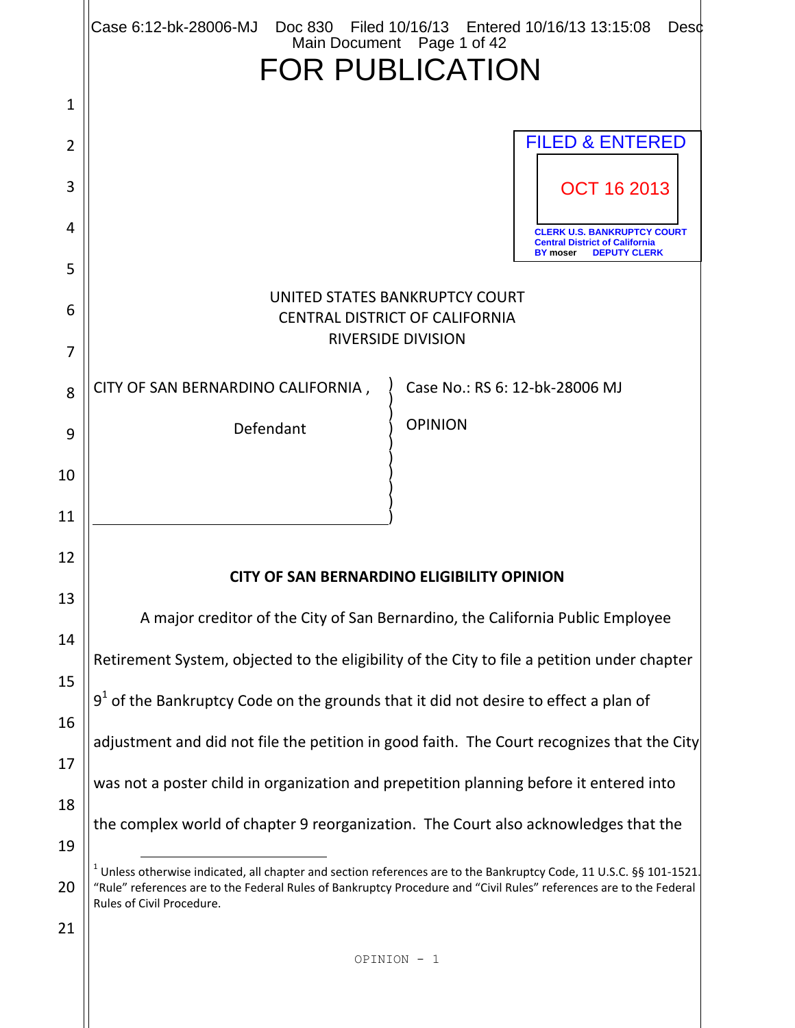# FOR PUBLICATION

FILED & ENTERED

OCT 16 2013

CLERK U.S. BANKRUPTCY COURT
Central District of California
BY moser DEPUTY CLERK

UNITED STATES BANKRUPTCY COURT
CENTRAL DISTRICT OF CALIFORNIA
RIVERSIDE DIVISION

| | |
|---|---|
| CITY OF SAN BERNARDINO CALIFORNIA , Defendant | Case No.: RS 6: 12-bk-28006 MJ<br>OPINION |

**CITY OF SAN BERNARDINO ELIGIBILITY OPINION**

A major creditor of the City of San Bernardino, the California Public Employee Retirement System, objected to the eligibility of the City to file a petition under chapter 9[1] of the Bankruptcy Code on the grounds that it did not desire to effect a plan of adjustment and did not file the petition in good faith. The Court recognizes that the City was not a poster child in organization and prepetition planning before it entered into the complex world of chapter 9 reorganization. The Court also acknowledges that the

[1] Unless otherwise indicated, all chapter and section references are to the Bankruptcy Code, 11 U.S.C. §§ 101-1521. "Rule" references are to the Federal Rules of Bankruptcy Procedure and "Civil Rules" references are to the Federal Rules of Civil Procedure.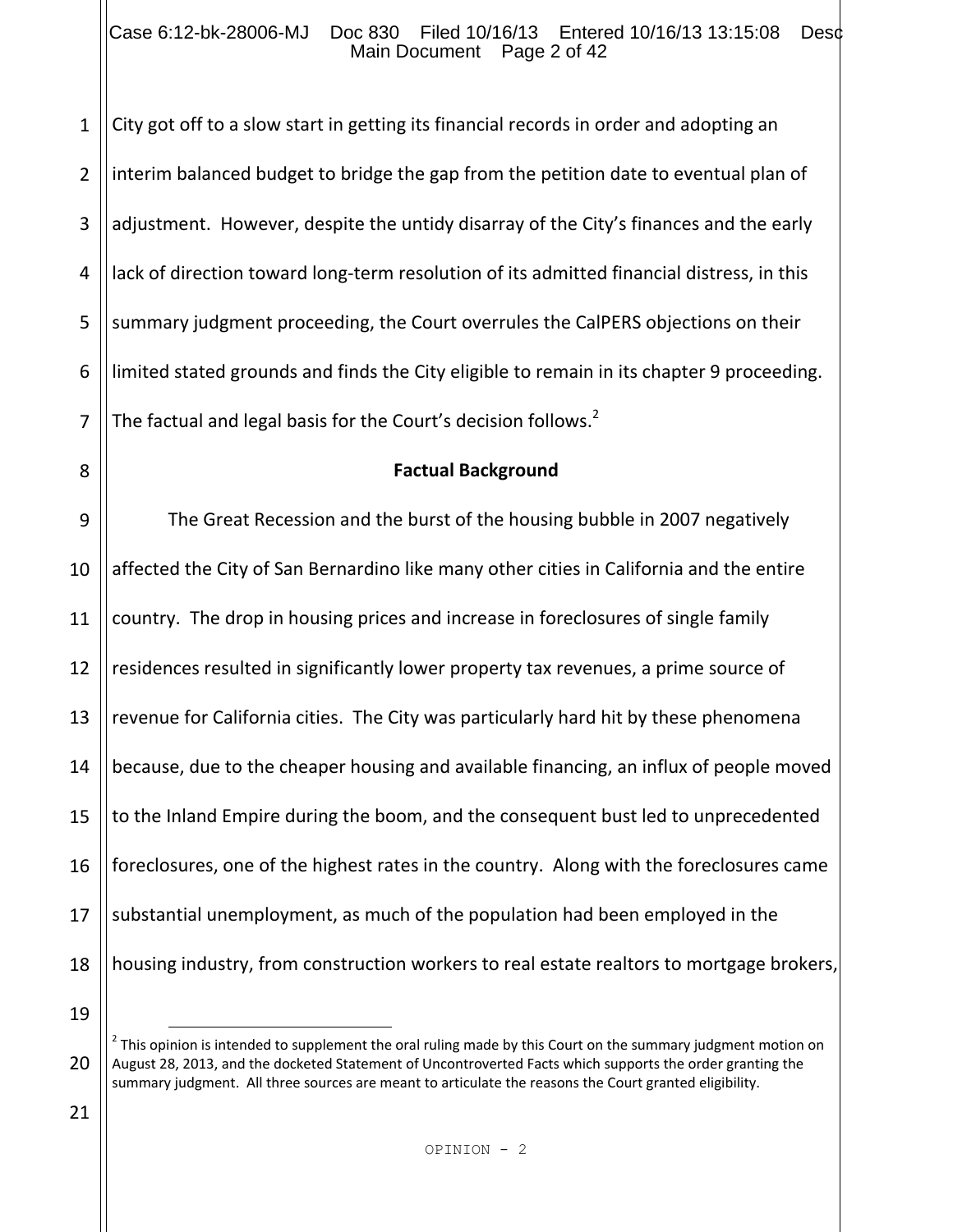City got off to a slow start in getting its financial records in order and adopting an interim balanced budget to bridge the gap from the petition date to eventual plan of adjustment. However, despite the untidy disarray of the City's finances and the early lack of direction toward long-term resolution of its admitted financial distress, in this summary judgment proceeding, the Court overrules the CalPERS objections on their limited stated grounds and finds the City eligible to remain in its chapter 9 proceeding. The factual and legal basis for the Court's decision follows.[2]

**Factual Background**

The Great Recession and the burst of the housing bubble in 2007 negatively affected the City of San Bernardino like many other cities in California and the entire country. The drop in housing prices and increase in foreclosures of single family residences resulted in significantly lower property tax revenues, a prime source of revenue for California cities. The City was particularly hard hit by these phenomena because, due to the cheaper housing and available financing, an influx of people moved to the Inland Empire during the boom, and the consequent bust led to unprecedented foreclosures, one of the highest rates in the country. Along with the foreclosures came substantial unemployment, as much of the population had been employed in the housing industry, from construction workers to real estate realtors to mortgage brokers,

[2] This opinion is intended to supplement the oral ruling made by this Court on the summary judgment motion on August 28, 2013, and the docketed Statement of Uncontroverted Facts which supports the order granting the summary judgment. All three sources are meant to articulate the reasons the Court granted eligibility.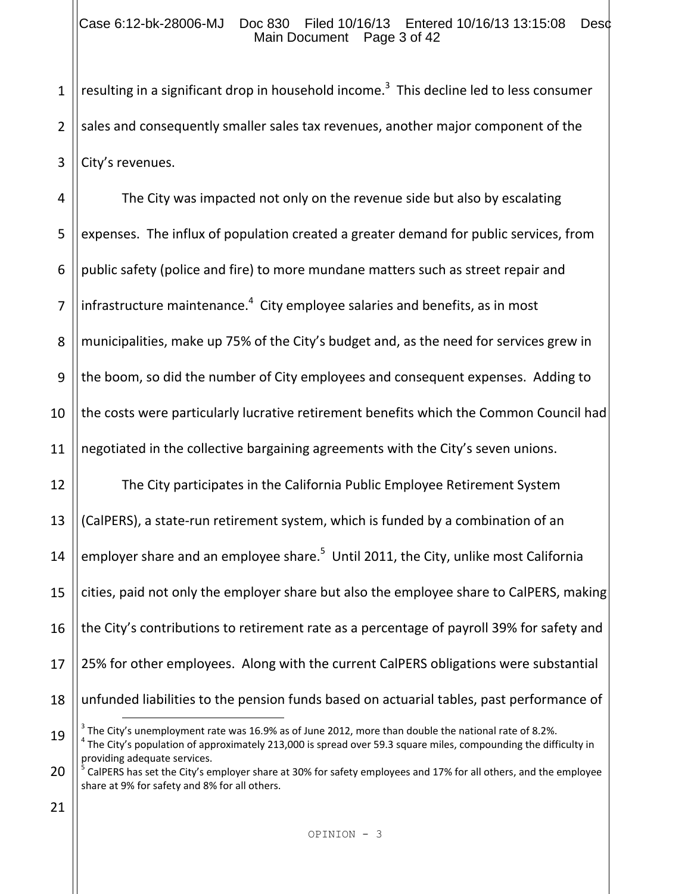resulting in a significant drop in household income.[3] This decline led to less consumer sales and consequently smaller sales tax revenues, another major component of the City's revenues.

The City was impacted not only on the revenue side but also by escalating expenses. The influx of population created a greater demand for public services, from public safety (police and fire) to more mundane matters such as street repair and infrastructure maintenance.[4] City employee salaries and benefits, as in most municipalities, make up 75% of the City's budget and, as the need for services grew in the boom, so did the number of City employees and consequent expenses. Adding to the costs were particularly lucrative retirement benefits which the Common Council had negotiated in the collective bargaining agreements with the City's seven unions.

The City participates in the California Public Employee Retirement System (CalPERS), a state-run retirement system, which is funded by a combination of an employer share and an employee share.[5] Until 2011, the City, unlike most California cities, paid not only the employer share but also the employee share to CalPERS, making the City's contributions to retirement rate as a percentage of payroll 39% for safety and 25% for other employees. Along with the current CalPERS obligations were substantial unfunded liabilities to the pension funds based on actuarial tables, past performance of

---

[3] The City's unemployment rate was 16.9% as of June 2012, more than double the national rate of 8.2%.

[4] The City's population of approximately 213,000 is spread over 59.3 square miles, compounding the difficulty in providing adequate services.

[5] CalPERS has set the City's employer share at 30% for safety employees and 17% for all others, and the employee share at 9% for safety and 8% for all others.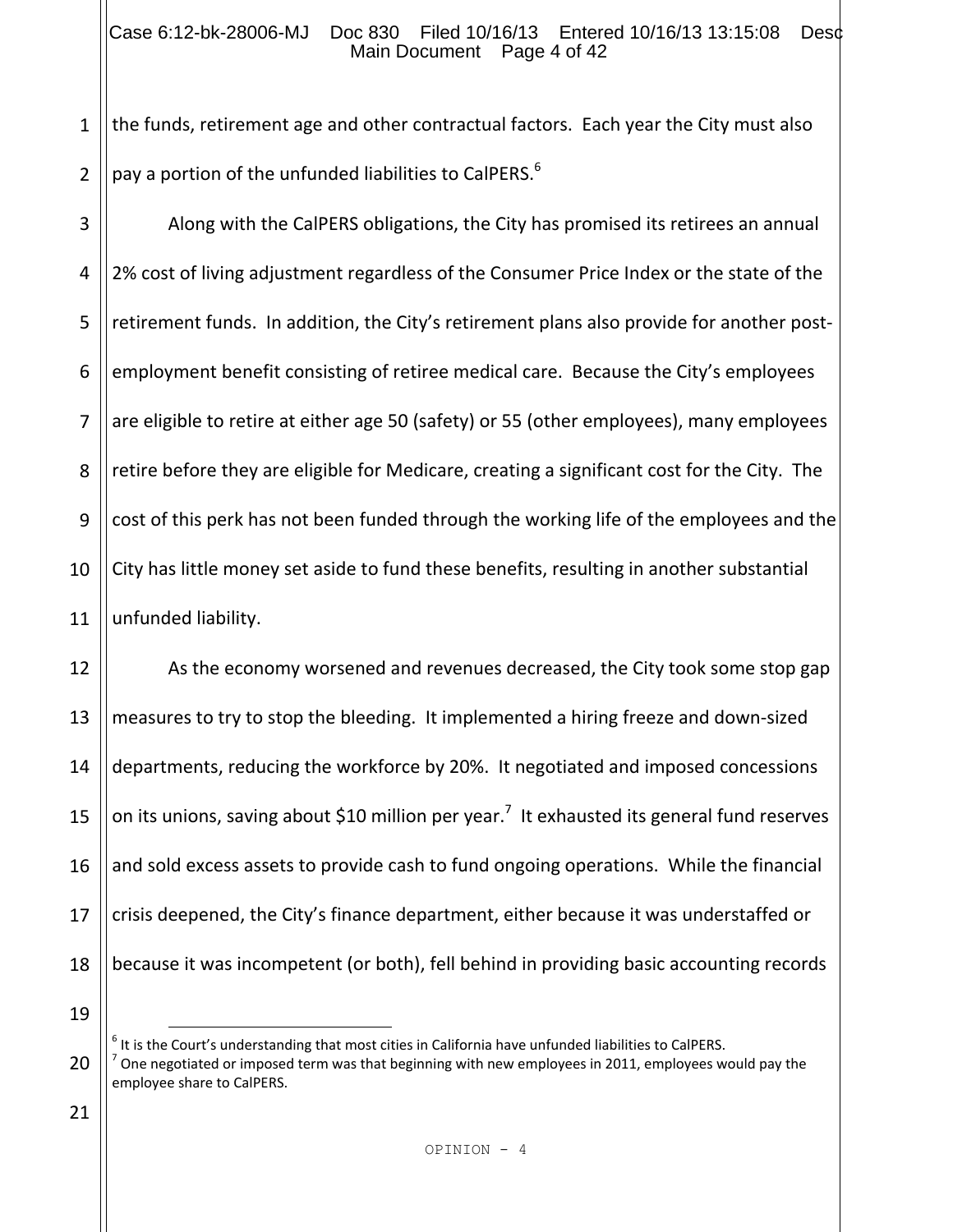the funds, retirement age and other contractual factors. Each year the City must also pay a portion of the unfunded liabilities to CalPERS.[6]

Along with the CalPERS obligations, the City has promised its retirees an annual 2% cost of living adjustment regardless of the Consumer Price Index or the state of the retirement funds. In addition, the City's retirement plans also provide for another post-employment benefit consisting of retiree medical care. Because the City's employees are eligible to retire at either age 50 (safety) or 55 (other employees), many employees retire before they are eligible for Medicare, creating a significant cost for the City. The cost of this perk has not been funded through the working life of the employees and the City has little money set aside to fund these benefits, resulting in another substantial unfunded liability.

As the economy worsened and revenues decreased, the City took some stop gap measures to try to stop the bleeding. It implemented a hiring freeze and down-sized departments, reducing the workforce by 20%. It negotiated and imposed concessions on its unions, saving about $10 million per year.[7] It exhausted its general fund reserves and sold excess assets to provide cash to fund ongoing operations. While the financial crisis deepened, the City's finance department, either because it was understaffed or because it was incompetent (or both), fell behind in providing basic accounting records

---

[6] It is the Court's understanding that most cities in California have unfunded liabilities to CalPERS.

[7] One negotiated or imposed term was that beginning with new employees in 2011, employees would pay the employee share to CalPERS.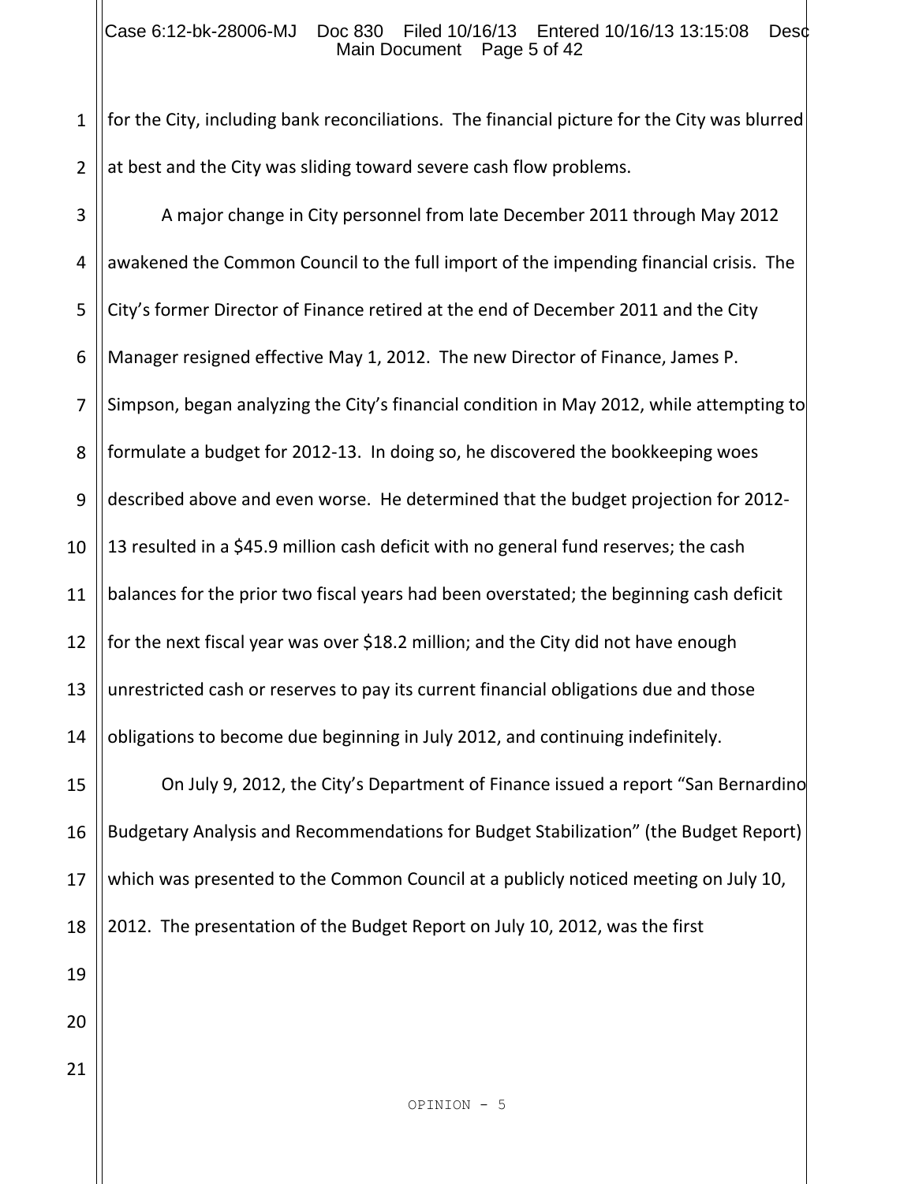for the City, including bank reconciliations. The financial picture for the City was blurred at best and the City was sliding toward severe cash flow problems.

A major change in City personnel from late December 2011 through May 2012 awakened the Common Council to the full import of the impending financial crisis. The City's former Director of Finance retired at the end of December 2011 and the City Manager resigned effective May 1, 2012. The new Director of Finance, James P. Simpson, began analyzing the City's financial condition in May 2012, while attempting to formulate a budget for 2012-13. In doing so, he discovered the bookkeeping woes described above and even worse. He determined that the budget projection for 2012-13 resulted in a $45.9 million cash deficit with no general fund reserves; the cash balances for the prior two fiscal years had been overstated; the beginning cash deficit for the next fiscal year was over $18.2 million; and the City did not have enough unrestricted cash or reserves to pay its current financial obligations due and those obligations to become due beginning in July 2012, and continuing indefinitely.

On July 9, 2012, the City's Department of Finance issued a report "San Bernardino Budgetary Analysis and Recommendations for Budget Stabilization" (the Budget Report) which was presented to the Common Council at a publicly noticed meeting on July 10, 2012. The presentation of the Budget Report on July 10, 2012, was the first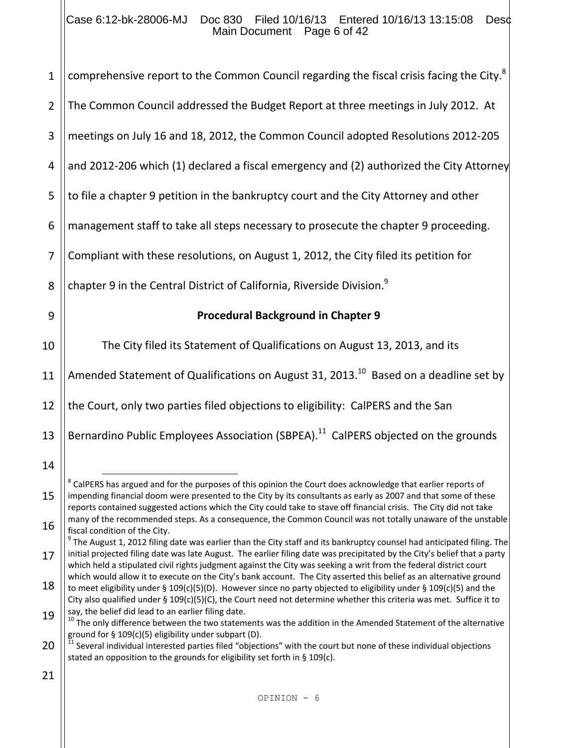comprehensive report to the Common Council regarding the fiscal crisis facing the City.[8] The Common Council addressed the Budget Report at three meetings in July 2012. At meetings on July 16 and 18, 2012, the Common Council adopted Resolutions 2012-205 and 2012-206 which (1) declared a fiscal emergency and (2) authorized the City Attorney to file a chapter 9 petition in the bankruptcy court and the City Attorney and other management staff to take all steps necessary to prosecute the chapter 9 proceeding. Compliant with these resolutions, on August 1, 2012, the City filed its petition for chapter 9 in the Central District of California, Riverside Division.[9]

**Procedural Background in Chapter 9**

The City filed its Statement of Qualifications on August 13, 2013, and its Amended Statement of Qualifications on August 31, 2013.[10] Based on a deadline set by the Court, only two parties filed objections to eligibility: CalPERS and the San Bernardino Public Employees Association (SBPEA).[11] CalPERS objected on the grounds

---

[8] CalPERS has argued and for the purposes of this opinion the Court does acknowledge that earlier reports of impending financial doom were presented to the City by its consultants as early as 2007 and that some of these reports contained suggested actions which the City could take to stave off financial crisis. The City did not take many of the recommended steps. As a consequence, the Common Council was not totally unaware of the unstable fiscal condition of the City.

[9] The August 1, 2012 filing date was earlier than the City staff and its bankruptcy counsel had anticipated filing. The initial projected filing date was late August. The earlier filing date was precipitated by the City's belief that a party which held a stipulated civil rights judgment against the City was seeking a writ from the federal district court which would allow it to execute on the City's bank account. The City asserted this belief as an alternative ground to meet eligibility under § 109(c)(5)(D). However since no party objected to eligibility under § 109(c)(5) and the City also qualified under § 109(c)(5)(C), the Court need not determine whether this criteria was met. Suffice it to say, the belief did lead to an earlier filing date.

[10] The only difference between the two statements was the addition in the Amended Statement of the alternative ground for § 109(c)(5) eligibility under subpart (D).

[11] Several individual interested parties filed "objections" with the court but none of these individual objections stated an opposition to the grounds for eligibility set forth in § 109(c).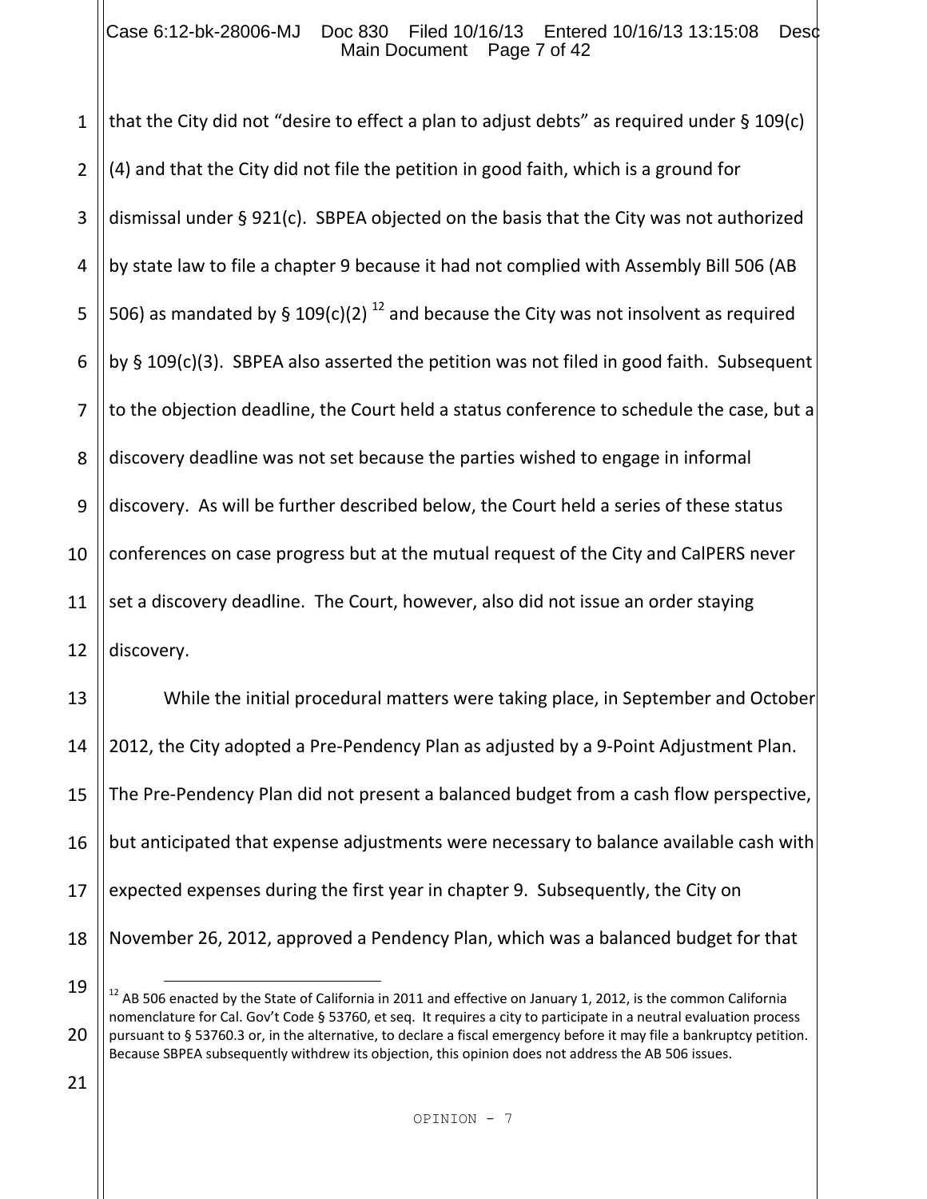that the City did not "desire to effect a plan to adjust debts" as required under § 109(c)(4) and that the City did not file the petition in good faith, which is a ground for dismissal under § 921(c). SBPEA objected on the basis that the City was not authorized by state law to file a chapter 9 because it had not complied with Assembly Bill 506 (AB 506) as mandated by § 109(c)(2) [12] and because the City was not insolvent as required by § 109(c)(3). SBPEA also asserted the petition was not filed in good faith. Subsequent to the objection deadline, the Court held a status conference to schedule the case, but a discovery deadline was not set because the parties wished to engage in informal discovery. As will be further described below, the Court held a series of these status conferences on case progress but at the mutual request of the City and CalPERS never set a discovery deadline. The Court, however, also did not issue an order staying discovery.

While the initial procedural matters were taking place, in September and October 2012, the City adopted a Pre-Pendency Plan as adjusted by a 9-Point Adjustment Plan. The Pre-Pendency Plan did not present a balanced budget from a cash flow perspective, but anticipated that expense adjustments were necessary to balance available cash with expected expenses during the first year in chapter 9. Subsequently, the City on November 26, 2012, approved a Pendency Plan, which was a balanced budget for that

[12] AB 506 enacted by the State of California in 2011 and effective on January 1, 2012, is the common California nomenclature for Cal. Gov't Code § 53760, et seq. It requires a city to participate in a neutral evaluation process pursuant to § 53760.3 or, in the alternative, to declare a fiscal emergency before it may file a bankruptcy petition. Because SBPEA subsequently withdrew its objection, this opinion does not address the AB 506 issues.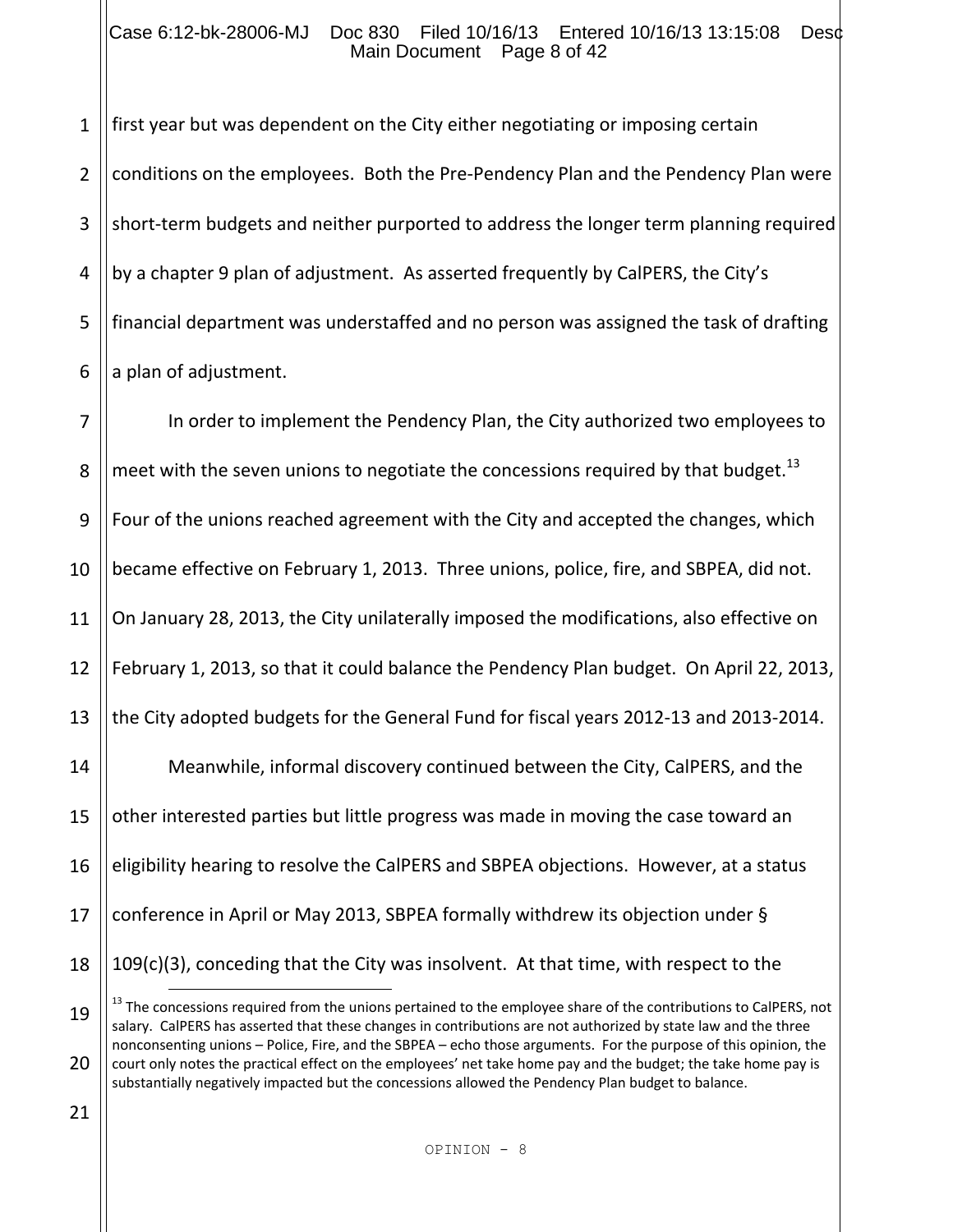first year but was dependent on the City either negotiating or imposing certain conditions on the employees. Both the Pre-Pendency Plan and the Pendency Plan were short-term budgets and neither purported to address the longer term planning required by a chapter 9 plan of adjustment. As asserted frequently by CalPERS, the City's financial department was understaffed and no person was assigned the task of drafting a plan of adjustment.

In order to implement the Pendency Plan, the City authorized two employees to meet with the seven unions to negotiate the concessions required by that budget.[13] Four of the unions reached agreement with the City and accepted the changes, which became effective on February 1, 2013. Three unions, police, fire, and SBPEA, did not. On January 28, 2013, the City unilaterally imposed the modifications, also effective on February 1, 2013, so that it could balance the Pendency Plan budget. On April 22, 2013, the City adopted budgets for the General Fund for fiscal years 2012-13 and 2013-2014.

Meanwhile, informal discovery continued between the City, CalPERS, and the other interested parties but little progress was made in moving the case toward an eligibility hearing to resolve the CalPERS and SBPEA objections. However, at a status conference in April or May 2013, SBPEA formally withdrew its objection under § 109(c)(3), conceding that the City was insolvent. At that time, with respect to the

[13] The concessions required from the unions pertained to the employee share of the contributions to CalPERS, not salary. CalPERS has asserted that these changes in contributions are not authorized by state law and the three nonconsenting unions – Police, Fire, and the SBPEA – echo those arguments. For the purpose of this opinion, the court only notes the practical effect on the employees' net take home pay and the budget; the take home pay is substantially negatively impacted but the concessions allowed the Pendency Plan budget to balance.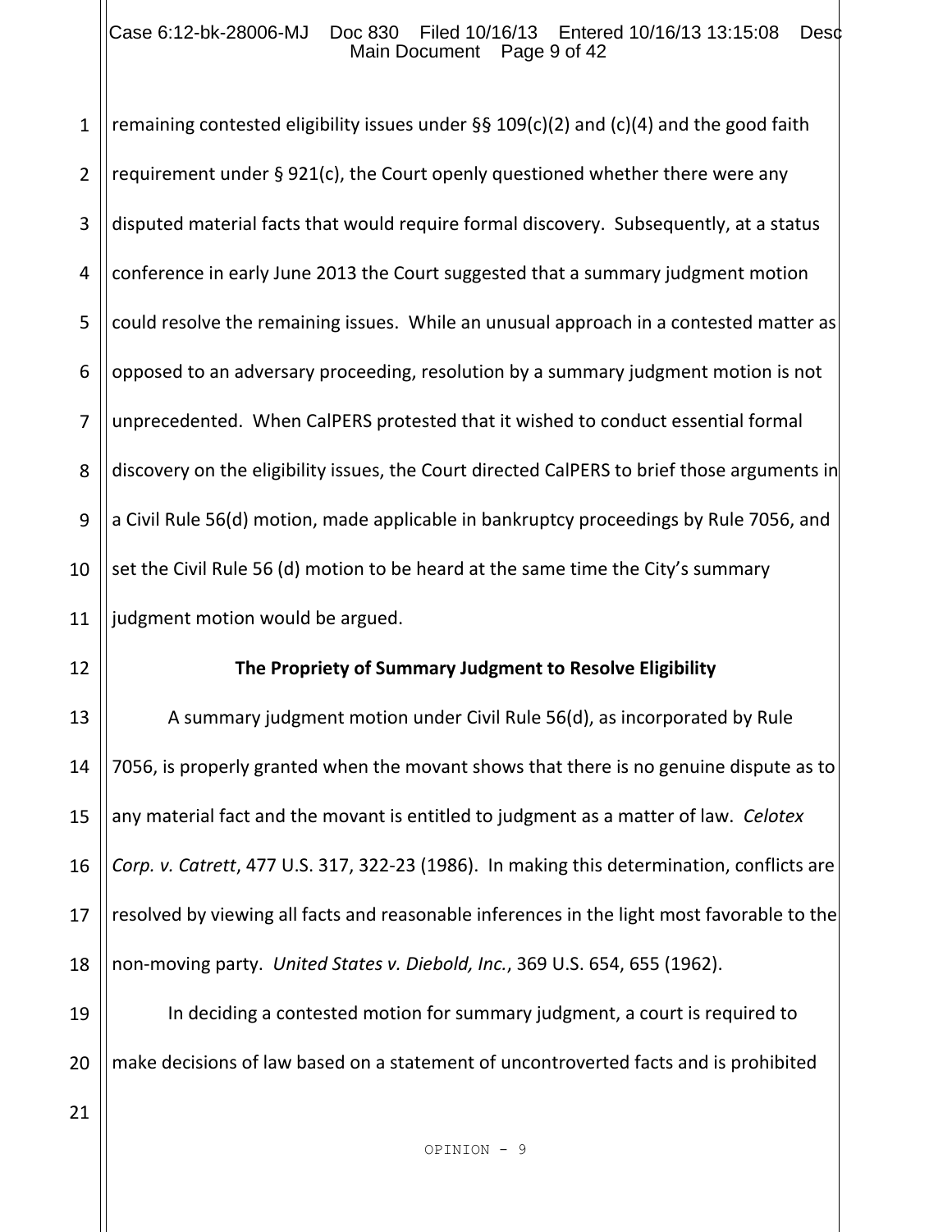remaining contested eligibility issues under §§ 109(c)(2) and (c)(4) and the good faith requirement under § 921(c), the Court openly questioned whether there were any disputed material facts that would require formal discovery. Subsequently, at a status conference in early June 2013 the Court suggested that a summary judgment motion could resolve the remaining issues. While an unusual approach in a contested matter as opposed to an adversary proceeding, resolution by a summary judgment motion is not unprecedented. When CalPERS protested that it wished to conduct essential formal discovery on the eligibility issues, the Court directed CalPERS to brief those arguments in a Civil Rule 56(d) motion, made applicable in bankruptcy proceedings by Rule 7056, and set the Civil Rule 56 (d) motion to be heard at the same time the City's summary judgment motion would be argued.

**The Propriety of Summary Judgment to Resolve Eligibility**

A summary judgment motion under Civil Rule 56(d), as incorporated by Rule 7056, is properly granted when the movant shows that there is no genuine dispute as to any material fact and the movant is entitled to judgment as a matter of law. *Celotex Corp. v. Catrett*, 477 U.S. 317, 322-23 (1986). In making this determination, conflicts are resolved by viewing all facts and reasonable inferences in the light most favorable to the non-moving party. *United States v. Diebold, Inc.*, 369 U.S. 654, 655 (1962).

In deciding a contested motion for summary judgment, a court is required to make decisions of law based on a statement of uncontroverted facts and is prohibited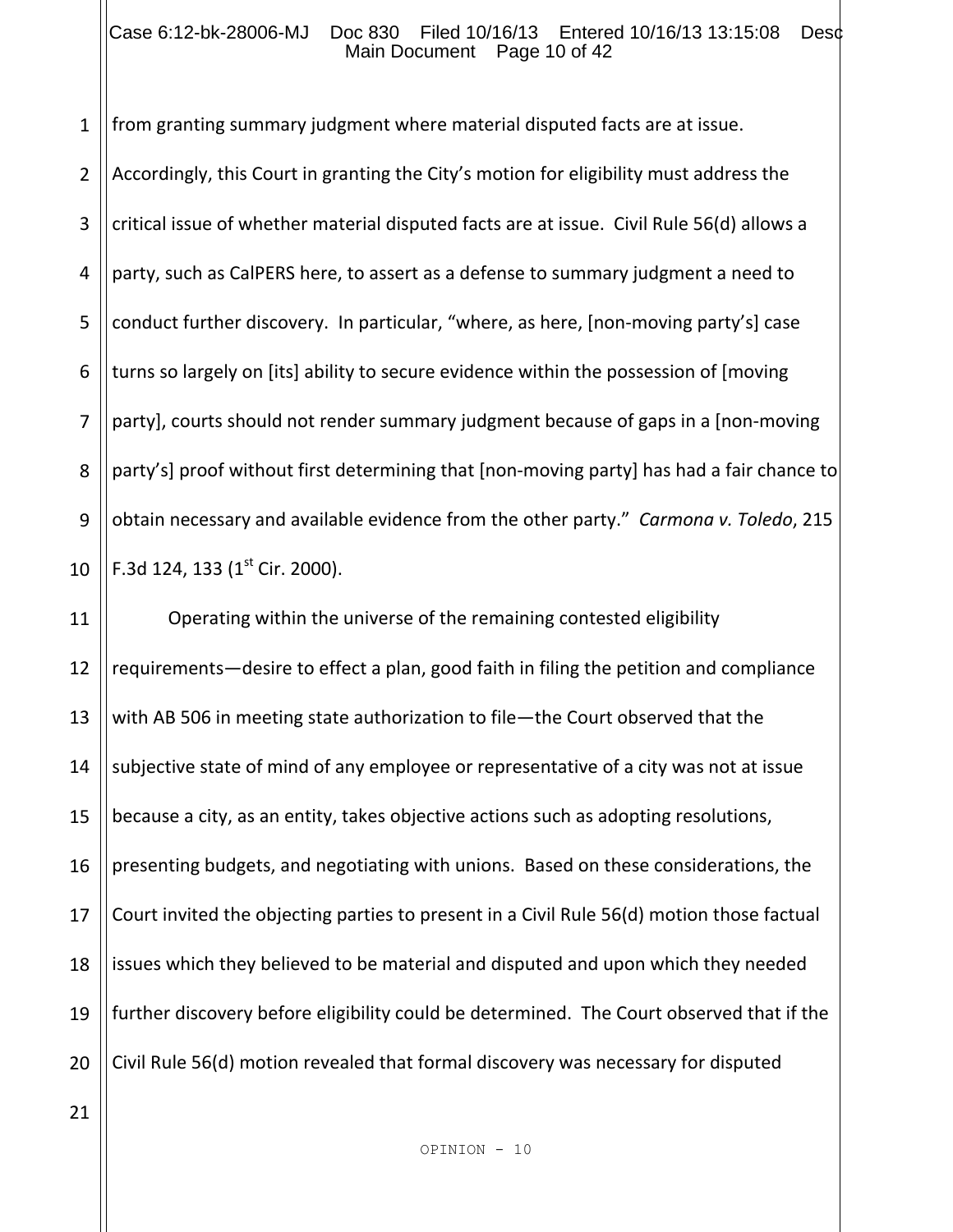from granting summary judgment where material disputed facts are at issue. Accordingly, this Court in granting the City's motion for eligibility must address the critical issue of whether material disputed facts are at issue. Civil Rule 56(d) allows a party, such as CalPERS here, to assert as a defense to summary judgment a need to conduct further discovery. In particular, "where, as here, [non-moving party's] case turns so largely on [its] ability to secure evidence within the possession of [moving party], courts should not render summary judgment because of gaps in a [non-moving party's] proof without first determining that [non-moving party] has had a fair chance to obtain necessary and available evidence from the other party." *Carmona v. Toledo*, 215 F.3d 124, 133 (1st Cir. 2000).

Operating within the universe of the remaining contested eligibility requirements—desire to effect a plan, good faith in filing the petition and compliance with AB 506 in meeting state authorization to file—the Court observed that the subjective state of mind of any employee or representative of a city was not at issue because a city, as an entity, takes objective actions such as adopting resolutions, presenting budgets, and negotiating with unions. Based on these considerations, the Court invited the objecting parties to present in a Civil Rule 56(d) motion those factual issues which they believed to be material and disputed and upon which they needed further discovery before eligibility could be determined. The Court observed that if the Civil Rule 56(d) motion revealed that formal discovery was necessary for disputed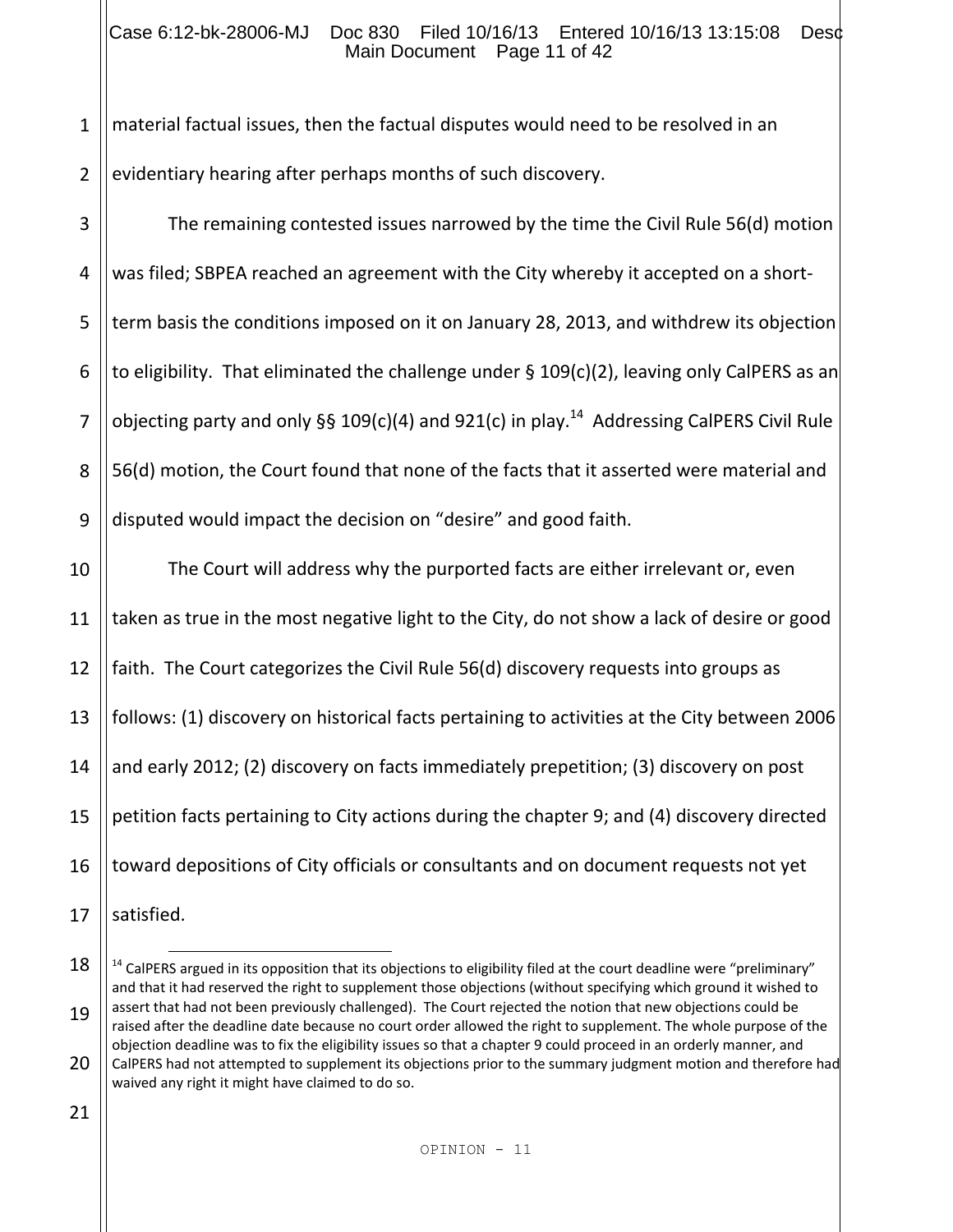material factual issues, then the factual disputes would need to be resolved in an evidentiary hearing after perhaps months of such discovery.

The remaining contested issues narrowed by the time the Civil Rule 56(d) motion was filed; SBPEA reached an agreement with the City whereby it accepted on a short-term basis the conditions imposed on it on January 28, 2013, and withdrew its objection to eligibility. That eliminated the challenge under § 109(c)(2), leaving only CalPERS as an objecting party and only §§ 109(c)(4) and 921(c) in play.[14] Addressing CalPERS Civil Rule 56(d) motion, the Court found that none of the facts that it asserted were material and disputed would impact the decision on "desire" and good faith.

The Court will address why the purported facts are either irrelevant or, even taken as true in the most negative light to the City, do not show a lack of desire or good faith. The Court categorizes the Civil Rule 56(d) discovery requests into groups as follows: (1) discovery on historical facts pertaining to activities at the City between 2006 and early 2012; (2) discovery on facts immediately prepetition; (3) discovery on post petition facts pertaining to City actions during the chapter 9; and (4) discovery directed toward depositions of City officials or consultants and on document requests not yet satisfied.

[14] CalPERS argued in its opposition that its objections to eligibility filed at the court deadline were "preliminary" and that it had reserved the right to supplement those objections (without specifying which ground it wished to assert that had not been previously challenged). The Court rejected the notion that new objections could be raised after the deadline date because no court order allowed the right to supplement. The whole purpose of the objection deadline was to fix the eligibility issues so that a chapter 9 could proceed in an orderly manner, and CalPERS had not attempted to supplement its objections prior to the summary judgment motion and therefore had waived any right it might have claimed to do so.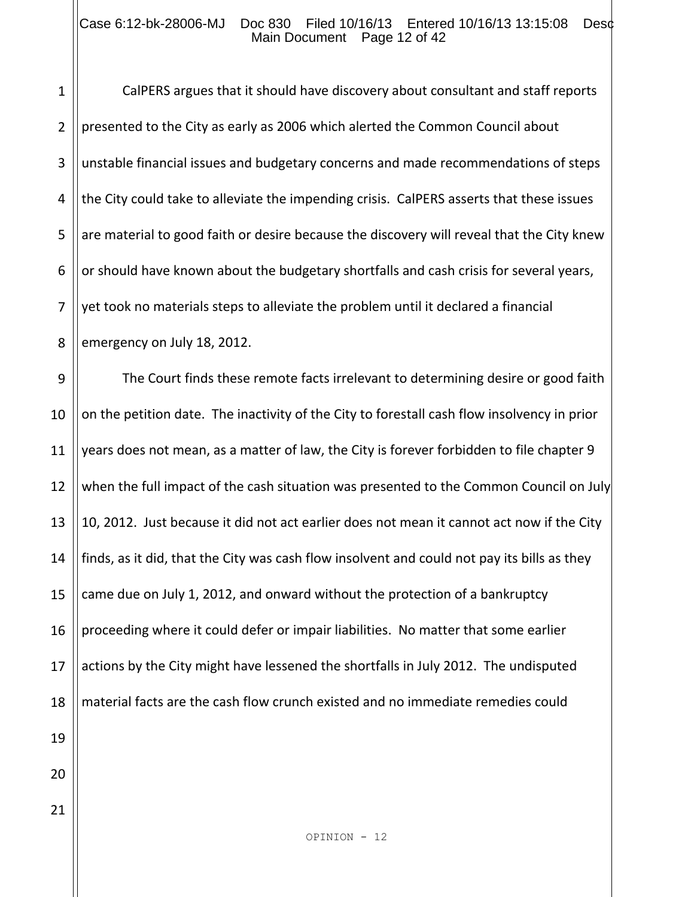CalPERS argues that it should have discovery about consultant and staff reports presented to the City as early as 2006 which alerted the Common Council about unstable financial issues and budgetary concerns and made recommendations of steps the City could take to alleviate the impending crisis. CalPERS asserts that these issues are material to good faith or desire because the discovery will reveal that the City knew or should have known about the budgetary shortfalls and cash crisis for several years, yet took no materials steps to alleviate the problem until it declared a financial emergency on July 18, 2012.

The Court finds these remote facts irrelevant to determining desire or good faith on the petition date. The inactivity of the City to forestall cash flow insolvency in prior years does not mean, as a matter of law, the City is forever forbidden to file chapter 9 when the full impact of the cash situation was presented to the Common Council on July 10, 2012. Just because it did not act earlier does not mean it cannot act now if the City finds, as it did, that the City was cash flow insolvent and could not pay its bills as they came due on July 1, 2012, and onward without the protection of a bankruptcy proceeding where it could defer or impair liabilities. No matter that some earlier actions by the City might have lessened the shortfalls in July 2012. The undisputed material facts are the cash flow crunch existed and no immediate remedies could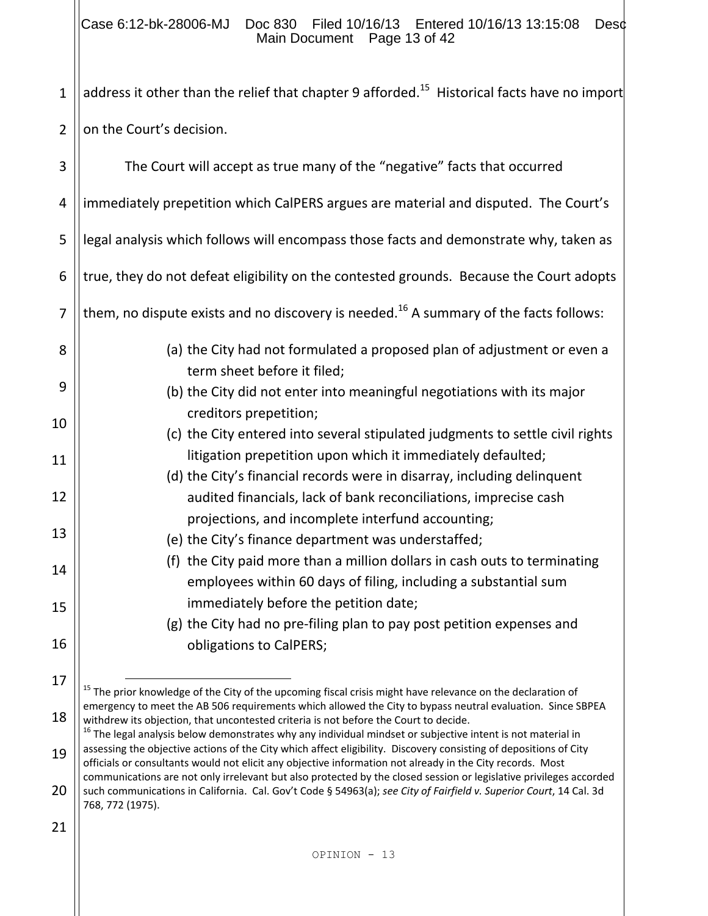address it other than the relief that chapter 9 afforded.[15] Historical facts have no import on the Court's decision.

The Court will accept as true many of the "negative" facts that occurred immediately prepetition which CalPERS argues are material and disputed. The Court's legal analysis which follows will encompass those facts and demonstrate why, taken as true, they do not defeat eligibility on the contested grounds. Because the Court adopts them, no dispute exists and no discovery is needed.[16] A summary of the facts follows:

(a) the City had not formulated a proposed plan of adjustment or even a term sheet before it filed;
(b) the City did not enter into meaningful negotiations with its major creditors prepetition;
(c) the City entered into several stipulated judgments to settle civil rights litigation prepetition upon which it immediately defaulted;
(d) the City's financial records were in disarray, including delinquent audited financials, lack of bank reconciliations, imprecise cash projections, and incomplete interfund accounting;
(e) the City's finance department was understaffed;
(f) the City paid more than a million dollars in cash outs to terminating employees within 60 days of filing, including a substantial sum immediately before the petition date;
(g) the City had no pre-filing plan to pay post petition expenses and obligations to CalPERS;

---

[15] The prior knowledge of the City of the upcoming fiscal crisis might have relevance on the declaration of emergency to meet the AB 506 requirements which allowed the City to bypass neutral evaluation. Since SBPEA withdrew its objection, that uncontested criteria is not before the Court to decide.

[16] The legal analysis below demonstrates why any individual mindset or subjective intent is not material in assessing the objective actions of the City which affect eligibility. Discovery consisting of depositions of City officials or consultants would not elicit any objective information not already in the City records. Most communications are not only irrelevant but also protected by the closed session or legislative privileges accorded such communications in California. Cal. Gov't Code § 54963(a); *see City of Fairfield v. Superior Court*, 14 Cal. 3d 768, 772 (1975).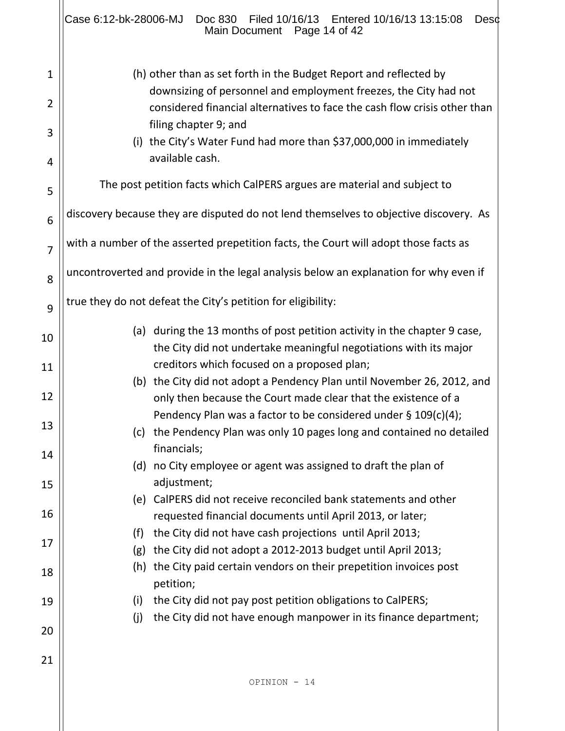(h) other than as set forth in the Budget Report and reflected by downsizing of personnel and employment freezes, the City had not considered financial alternatives to face the cash flow crisis other than filing chapter 9; and

(i) the City's Water Fund had more than $37,000,000 in immediately available cash.

The post petition facts which CalPERS argues are material and subject to discovery because they are disputed do not lend themselves to objective discovery. As with a number of the asserted prepetition facts, the Court will adopt those facts as uncontroverted and provide in the legal analysis below an explanation for why even if true they do not defeat the City's petition for eligibility:

(a) during the 13 months of post petition activity in the chapter 9 case, the City did not undertake meaningful negotiations with its major creditors which focused on a proposed plan;

(b) the City did not adopt a Pendency Plan until November 26, 2012, and only then because the Court made clear that the existence of a Pendency Plan was a factor to be considered under § 109(c)(4);

(c) the Pendency Plan was only 10 pages long and contained no detailed financials;

(d) no City employee or agent was assigned to draft the plan of adjustment;

(e) CalPERS did not receive reconciled bank statements and other requested financial documents until April 2013, or later;

(f) the City did not have cash projections until April 2013;

(g) the City did not adopt a 2012-2013 budget until April 2013;

(h) the City paid certain vendors on their prepetition invoices post petition;

(i) the City did not pay post petition obligations to CalPERS;

(j) the City did not have enough manpower in its finance department;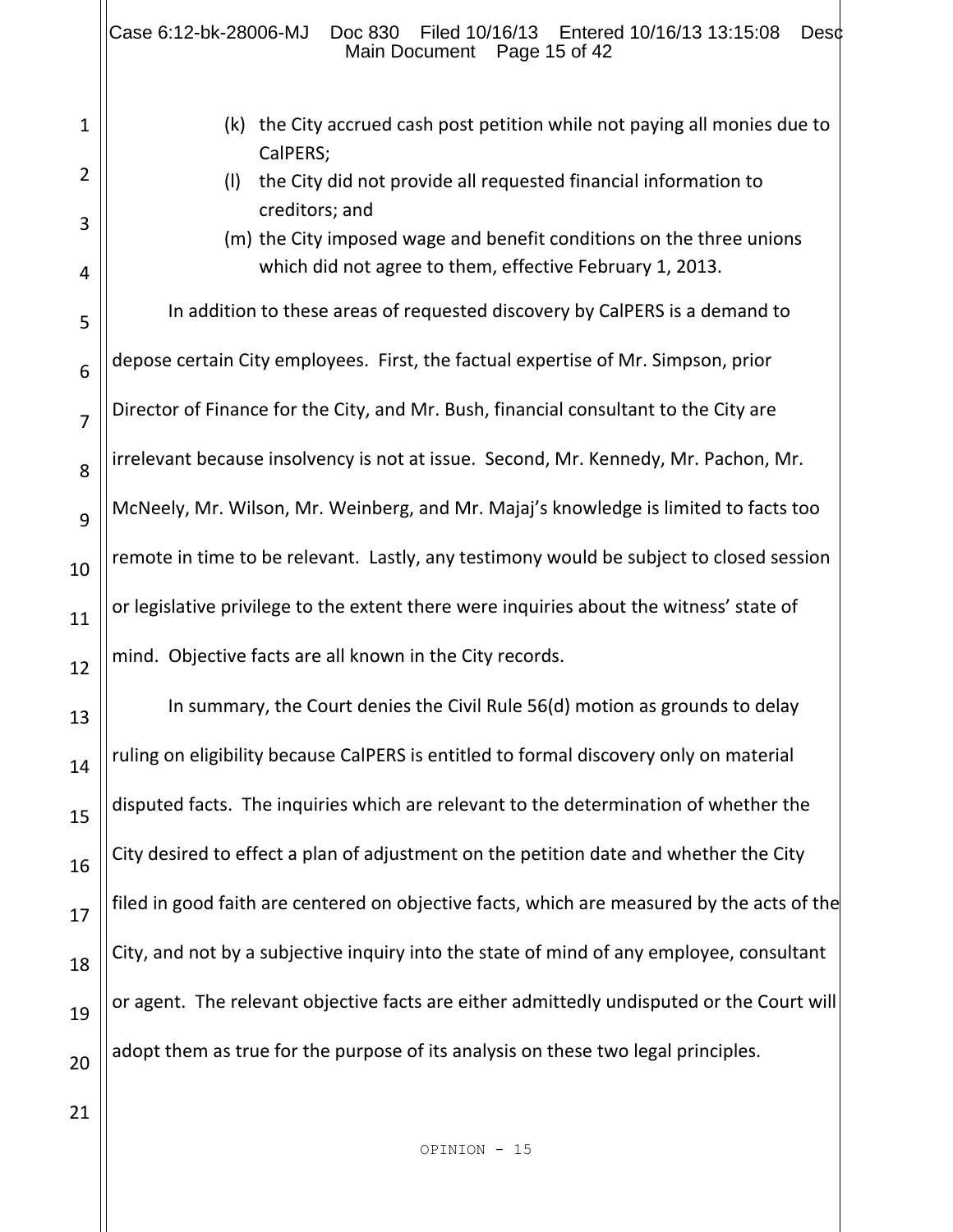(k) the City accrued cash post petition while not paying all monies due to CalPERS;

(l) the City did not provide all requested financial information to creditors; and

(m) the City imposed wage and benefit conditions on the three unions which did not agree to them, effective February 1, 2013.

In addition to these areas of requested discovery by CalPERS is a demand to depose certain City employees. First, the factual expertise of Mr. Simpson, prior Director of Finance for the City, and Mr. Bush, financial consultant to the City are irrelevant because insolvency is not at issue. Second, Mr. Kennedy, Mr. Pachon, Mr. McNeely, Mr. Wilson, Mr. Weinberg, and Mr. Majaj's knowledge is limited to facts too remote in time to be relevant. Lastly, any testimony would be subject to closed session or legislative privilege to the extent there were inquiries about the witness' state of mind. Objective facts are all known in the City records.

In summary, the Court denies the Civil Rule 56(d) motion as grounds to delay ruling on eligibility because CalPERS is entitled to formal discovery only on material disputed facts. The inquiries which are relevant to the determination of whether the City desired to effect a plan of adjustment on the petition date and whether the City filed in good faith are centered on objective facts, which are measured by the acts of the City, and not by a subjective inquiry into the state of mind of any employee, consultant or agent. The relevant objective facts are either admittedly undisputed or the Court will adopt them as true for the purpose of its analysis on these two legal principles.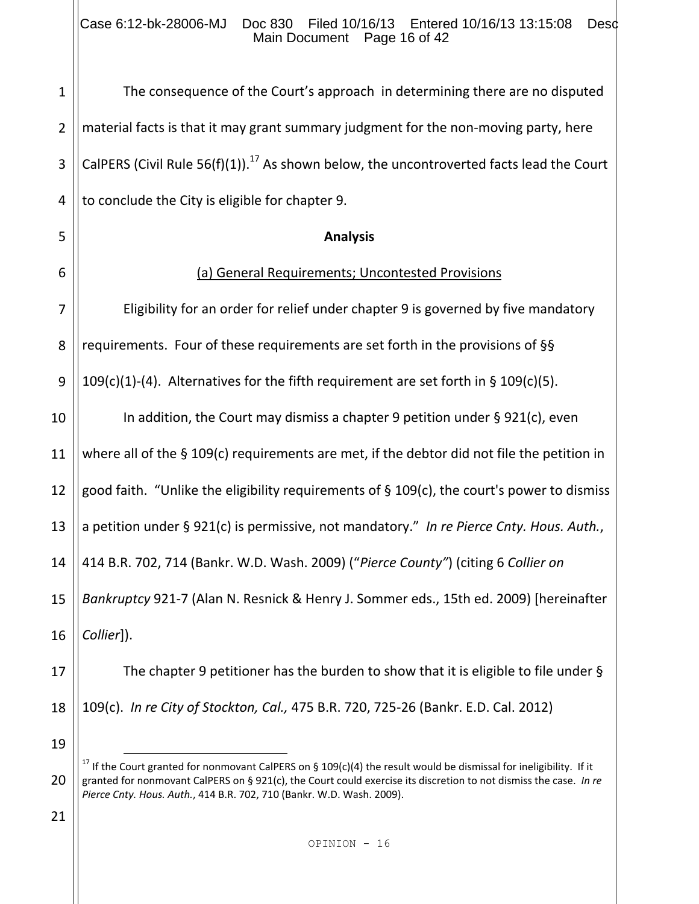The consequence of the Court's approach in determining there are no disputed material facts is that it may grant summary judgment for the non-moving party, here CalPERS (Civil Rule 56(f)(1)).[17] As shown below, the uncontroverted facts lead the Court to conclude the City is eligible for chapter 9.

**Analysis**

(a) General Requirements; Uncontested Provisions

Eligibility for an order for relief under chapter 9 is governed by five mandatory requirements. Four of these requirements are set forth in the provisions of §§ 109(c)(1)-(4). Alternatives for the fifth requirement are set forth in § 109(c)(5).

In addition, the Court may dismiss a chapter 9 petition under § 921(c), even where all of the § 109(c) requirements are met, if the debtor did not file the petition in good faith. "Unlike the eligibility requirements of § 109(c), the court's power to dismiss a petition under § 921(c) is permissive, not mandatory." *In re Pierce Cnty. Hous. Auth.*, 414 B.R. 702, 714 (Bankr. W.D. Wash. 2009) ("*Pierce County*") (citing 6 *Collier on Bankruptcy* 921-7 (Alan N. Resnick & Henry J. Sommer eds., 15th ed. 2009) [hereinafter *Collier*]).

The chapter 9 petitioner has the burden to show that it is eligible to file under § 109(c). *In re City of Stockton, Cal.,* 475 B.R. 720, 725-26 (Bankr. E.D. Cal. 2012)

---

[17] If the Court granted for nonmovant CalPERS on § 109(c)(4) the result would be dismissal for ineligibility. If it granted for nonmovant CalPERS on § 921(c), the Court could exercise its discretion to not dismiss the case. *In re Pierce Cnty. Hous. Auth.*, 414 B.R. 702, 710 (Bankr. W.D. Wash. 2009).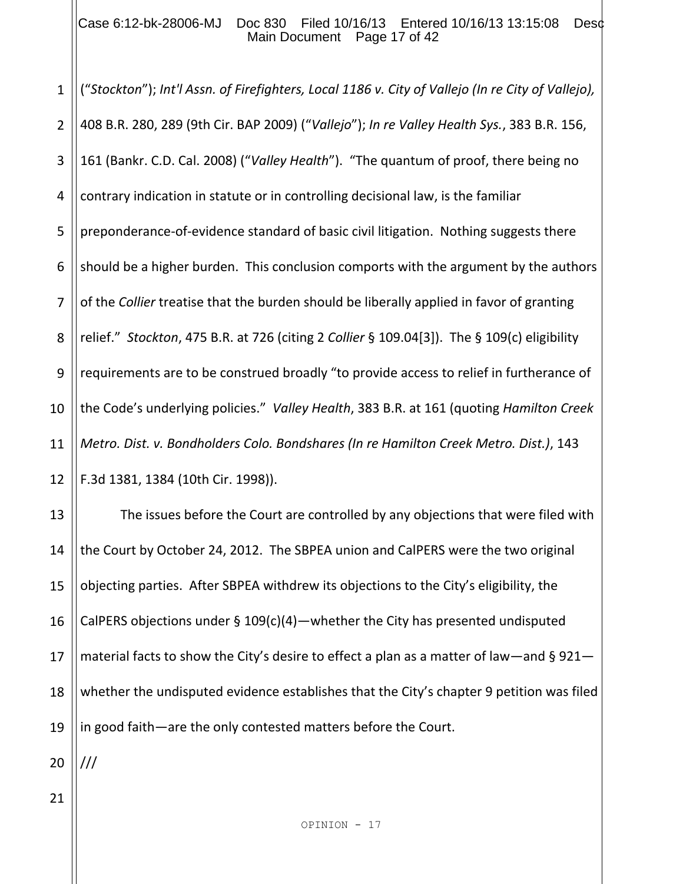("*Stockton*"); *Int'l Assn. of Firefighters, Local 1186 v. City of Vallejo (In re City of Vallejo),* 408 B.R. 280, 289 (9th Cir. BAP 2009) ("*Vallejo*"); *In re Valley Health Sys.*, 383 B.R. 156, 161 (Bankr. C.D. Cal. 2008) ("*Valley Health*"). "The quantum of proof, there being no contrary indication in statute or in controlling decisional law, is the familiar preponderance-of-evidence standard of basic civil litigation. Nothing suggests there should be a higher burden. This conclusion comports with the argument by the authors of the *Collier* treatise that the burden should be liberally applied in favor of granting relief." *Stockton*, 475 B.R. at 726 (citing 2 *Collier* § 109.04[3]). The § 109(c) eligibility requirements are to be construed broadly "to provide access to relief in furtherance of the Code's underlying policies." *Valley Health*, 383 B.R. at 161 (quoting *Hamilton Creek Metro. Dist. v. Bondholders Colo. Bondshares (In re Hamilton Creek Metro. Dist.)*, 143 F.3d 1381, 1384 (10th Cir. 1998)).

The issues before the Court are controlled by any objections that were filed with the Court by October 24, 2012. The SBPEA union and CalPERS were the two original objecting parties. After SBPEA withdrew its objections to the City's eligibility, the CalPERS objections under § 109(c)(4)—whether the City has presented undisputed material facts to show the City's desire to effect a plan as a matter of law—and § 921—whether the undisputed evidence establishes that the City's chapter 9 petition was filed in good faith—are the only contested matters before the Court.

///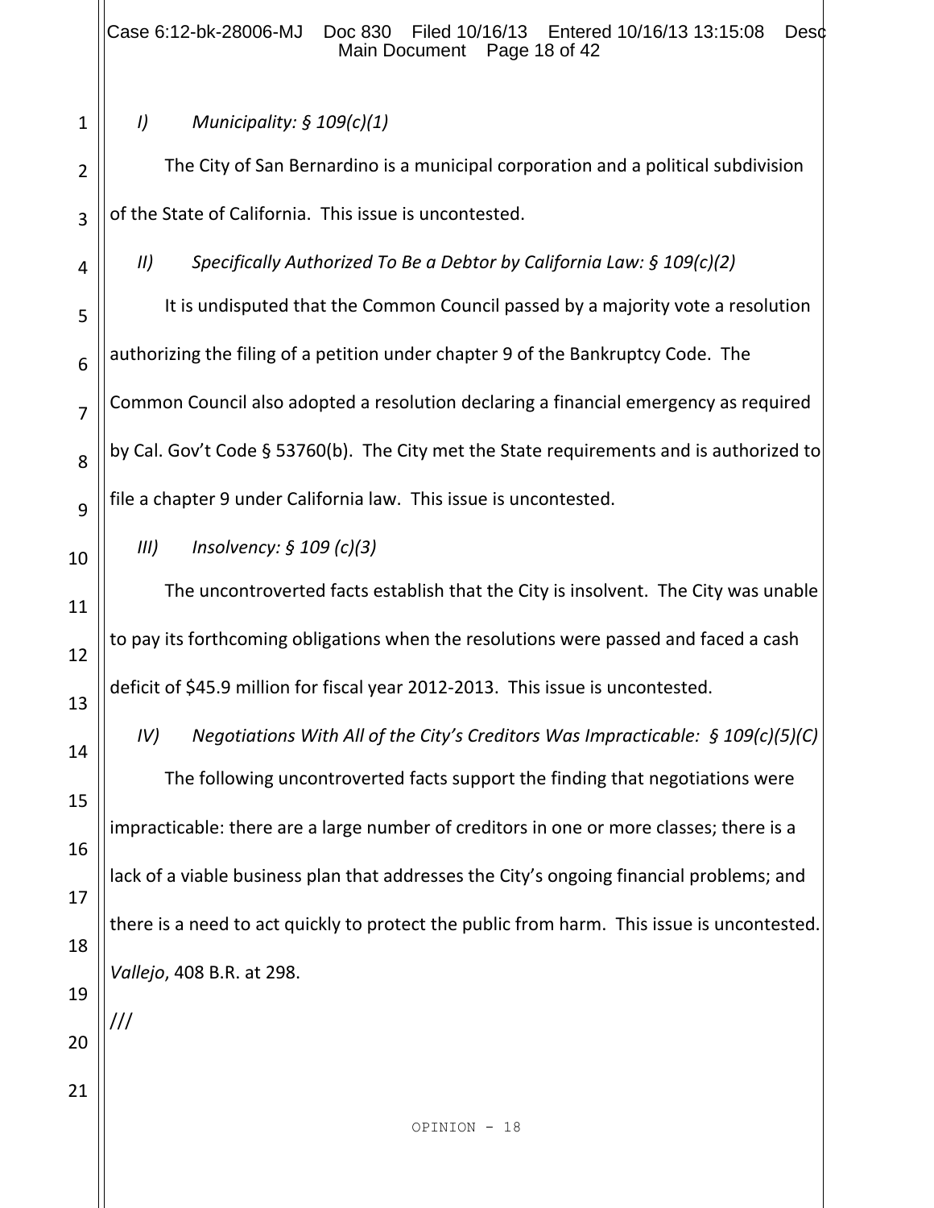*I) Municipality: § 109(c)(1)*

The City of San Bernardino is a municipal corporation and a political subdivision of the State of California. This issue is uncontested.

*II) Specifically Authorized To Be a Debtor by California Law: § 109(c)(2)*

It is undisputed that the Common Council passed by a majority vote a resolution authorizing the filing of a petition under chapter 9 of the Bankruptcy Code. The Common Council also adopted a resolution declaring a financial emergency as required by Cal. Gov't Code § 53760(b). The City met the State requirements and is authorized to file a chapter 9 under California law. This issue is uncontested.

*III) Insolvency: § 109 (c)(3)*

The uncontroverted facts establish that the City is insolvent. The City was unable to pay its forthcoming obligations when the resolutions were passed and faced a cash deficit of $45.9 million for fiscal year 2012-2013. This issue is uncontested.

*IV) Negotiations With All of the City's Creditors Was Impracticable: § 109(c)(5)(C)*

The following uncontroverted facts support the finding that negotiations were impracticable: there are a large number of creditors in one or more classes; there is a lack of a viable business plan that addresses the City's ongoing financial problems; and there is a need to act quickly to protect the public from harm. This issue is uncontested. *Vallejo*, 408 B.R. at 298.

///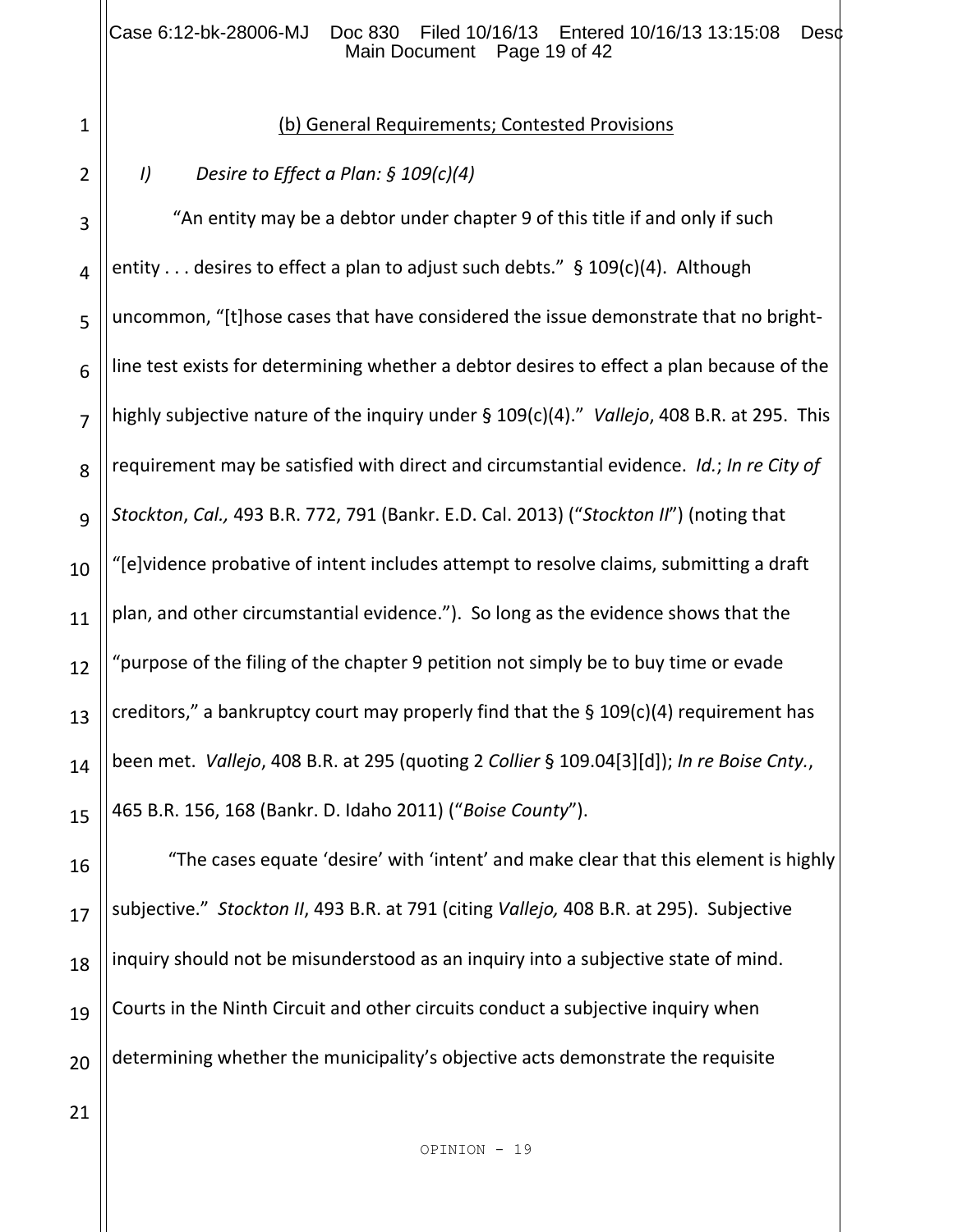(b) General Requirements; Contested Provisions

*I) Desire to Effect a Plan: § 109(c)(4)*

"An entity may be a debtor under chapter 9 of this title if and only if such entity . . . desires to effect a plan to adjust such debts." § 109(c)(4). Although uncommon, "[t]hose cases that have considered the issue demonstrate that no bright-line test exists for determining whether a debtor desires to effect a plan because of the highly subjective nature of the inquiry under § 109(c)(4)." *Vallejo*, 408 B.R. at 295. This requirement may be satisfied with direct and circumstantial evidence. *Id.*; *In re City of Stockton*, *Cal.,* 493 B.R. 772, 791 (Bankr. E.D. Cal. 2013) ("*Stockton II*") (noting that "[e]vidence probative of intent includes attempt to resolve claims, submitting a draft plan, and other circumstantial evidence."). So long as the evidence shows that the "purpose of the filing of the chapter 9 petition not simply be to buy time or evade creditors," a bankruptcy court may properly find that the § 109(c)(4) requirement has been met. *Vallejo*, 408 B.R. at 295 (quoting 2 *Collier* § 109.04[3][d]); *In re Boise Cnty.*, 465 B.R. 156, 168 (Bankr. D. Idaho 2011) ("*Boise County*").

"The cases equate 'desire' with 'intent' and make clear that this element is highly subjective." *Stockton II*, 493 B.R. at 791 (citing *Vallejo,* 408 B.R. at 295). Subjective inquiry should not be misunderstood as an inquiry into a subjective state of mind. Courts in the Ninth Circuit and other circuits conduct a subjective inquiry when determining whether the municipality's objective acts demonstrate the requisite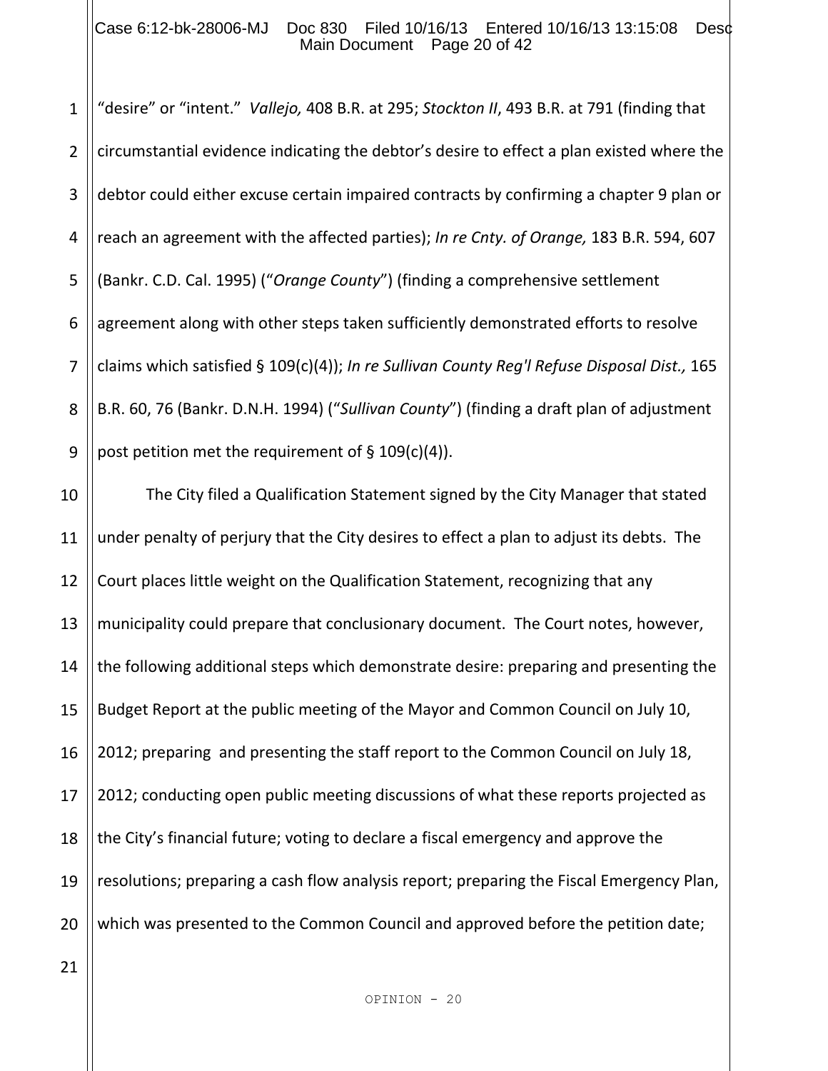"desire" or "intent." *Vallejo,* 408 B.R. at 295; *Stockton II*, 493 B.R. at 791 (finding that circumstantial evidence indicating the debtor's desire to effect a plan existed where the debtor could either excuse certain impaired contracts by confirming a chapter 9 plan or reach an agreement with the affected parties); *In re Cnty. of Orange,* 183 B.R. 594, 607 (Bankr. C.D. Cal. 1995) ("*Orange County*") (finding a comprehensive settlement agreement along with other steps taken sufficiently demonstrated efforts to resolve claims which satisfied § 109(c)(4)); *In re Sullivan County Reg'l Refuse Disposal Dist.,* 165 B.R. 60, 76 (Bankr. D.N.H. 1994) ("*Sullivan County*") (finding a draft plan of adjustment post petition met the requirement of § 109(c)(4)).

The City filed a Qualification Statement signed by the City Manager that stated under penalty of perjury that the City desires to effect a plan to adjust its debts. The Court places little weight on the Qualification Statement, recognizing that any municipality could prepare that conclusionary document. The Court notes, however, the following additional steps which demonstrate desire: preparing and presenting the Budget Report at the public meeting of the Mayor and Common Council on July 10, 2012; preparing and presenting the staff report to the Common Council on July 18, 2012; conducting open public meeting discussions of what these reports projected as the City's financial future; voting to declare a fiscal emergency and approve the resolutions; preparing a cash flow analysis report; preparing the Fiscal Emergency Plan, which was presented to the Common Council and approved before the petition date;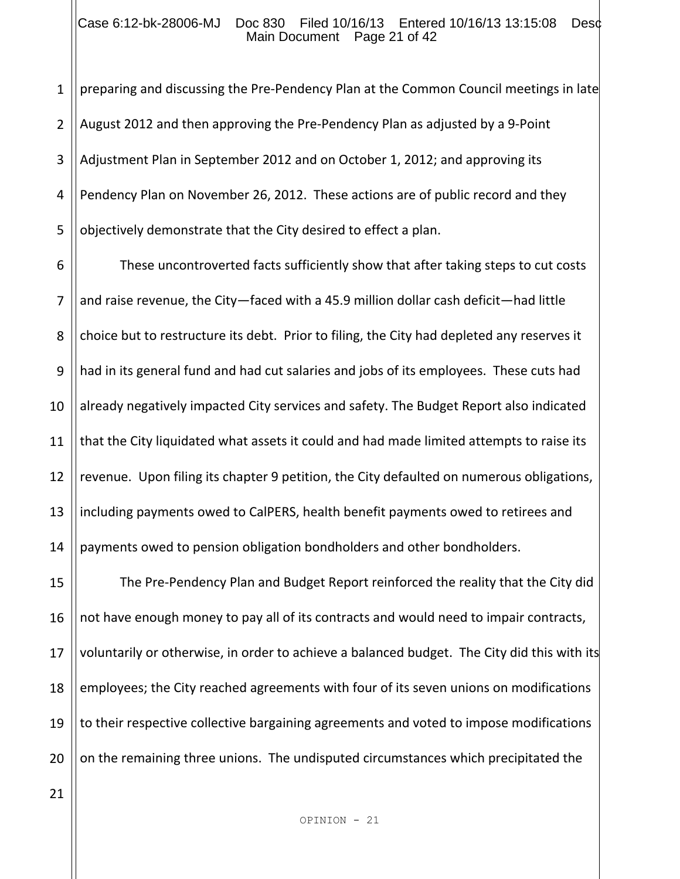preparing and discussing the Pre-Pendency Plan at the Common Council meetings in late August 2012 and then approving the Pre-Pendency Plan as adjusted by a 9-Point Adjustment Plan in September 2012 and on October 1, 2012; and approving its Pendency Plan on November 26, 2012. These actions are of public record and they objectively demonstrate that the City desired to effect a plan.

These uncontroverted facts sufficiently show that after taking steps to cut costs and raise revenue, the City—faced with a 45.9 million dollar cash deficit—had little choice but to restructure its debt. Prior to filing, the City had depleted any reserves it had in its general fund and had cut salaries and jobs of its employees. These cuts had already negatively impacted City services and safety. The Budget Report also indicated that the City liquidated what assets it could and had made limited attempts to raise its revenue. Upon filing its chapter 9 petition, the City defaulted on numerous obligations, including payments owed to CalPERS, health benefit payments owed to retirees and payments owed to pension obligation bondholders and other bondholders.

The Pre-Pendency Plan and Budget Report reinforced the reality that the City did not have enough money to pay all of its contracts and would need to impair contracts, voluntarily or otherwise, in order to achieve a balanced budget. The City did this with its employees; the City reached agreements with four of its seven unions on modifications to their respective collective bargaining agreements and voted to impose modifications on the remaining three unions. The undisputed circumstances which precipitated the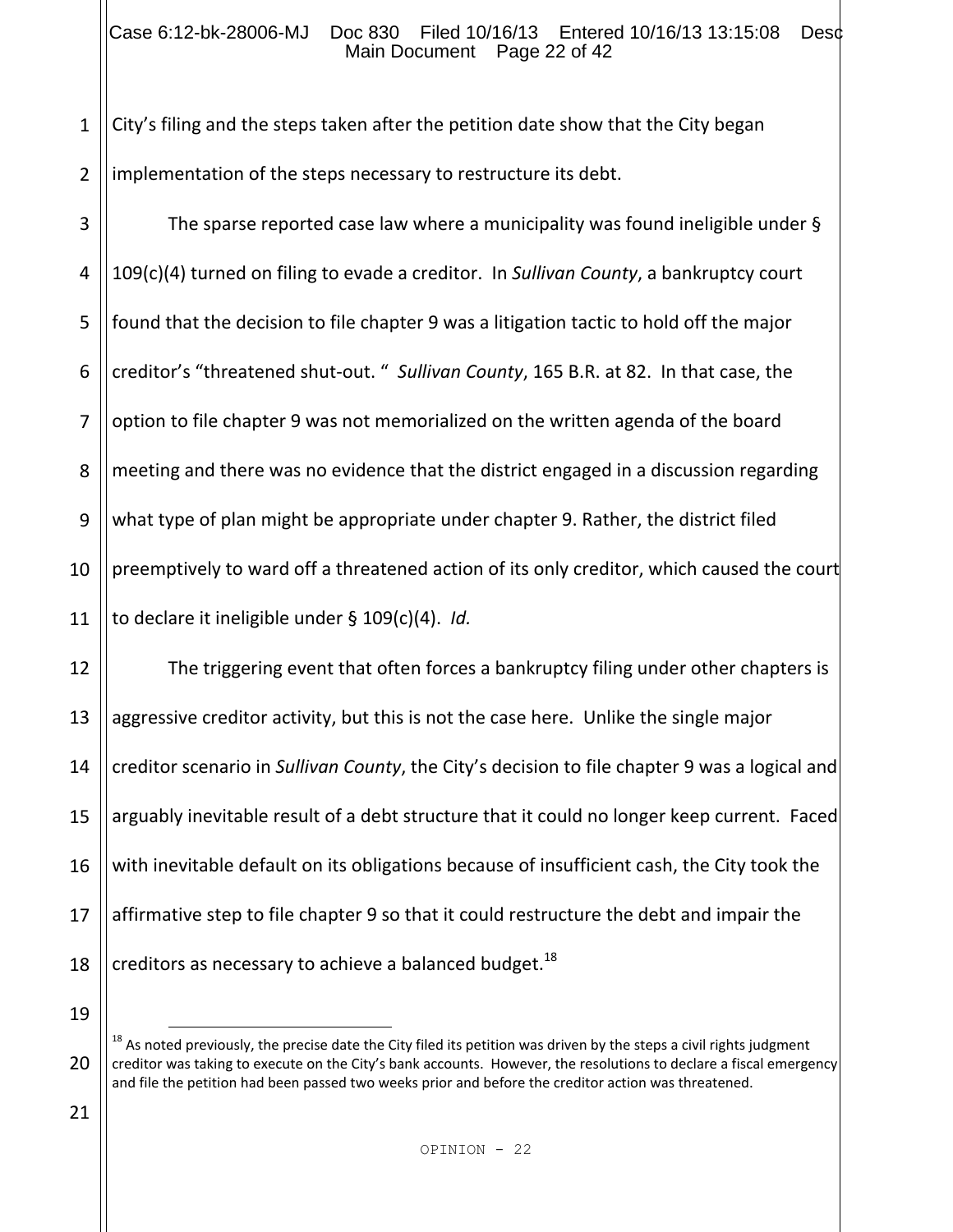City's filing and the steps taken after the petition date show that the City began implementation of the steps necessary to restructure its debt.

The sparse reported case law where a municipality was found ineligible under § 109(c)(4) turned on filing to evade a creditor. In *Sullivan County*, a bankruptcy court found that the decision to file chapter 9 was a litigation tactic to hold off the major creditor's "threatened shut-out. " *Sullivan County*, 165 B.R. at 82. In that case, the option to file chapter 9 was not memorialized on the written agenda of the board meeting and there was no evidence that the district engaged in a discussion regarding what type of plan might be appropriate under chapter 9. Rather, the district filed preemptively to ward off a threatened action of its only creditor, which caused the court to declare it ineligible under § 109(c)(4). *Id.*

The triggering event that often forces a bankruptcy filing under other chapters is aggressive creditor activity, but this is not the case here. Unlike the single major creditor scenario in *Sullivan County*, the City's decision to file chapter 9 was a logical and arguably inevitable result of a debt structure that it could no longer keep current. Faced with inevitable default on its obligations because of insufficient cash, the City took the affirmative step to file chapter 9 so that it could restructure the debt and impair the creditors as necessary to achieve a balanced budget.[18]

---

[18] As noted previously, the precise date the City filed its petition was driven by the steps a civil rights judgment creditor was taking to execute on the City's bank accounts. However, the resolutions to declare a fiscal emergency and file the petition had been passed two weeks prior and before the creditor action was threatened.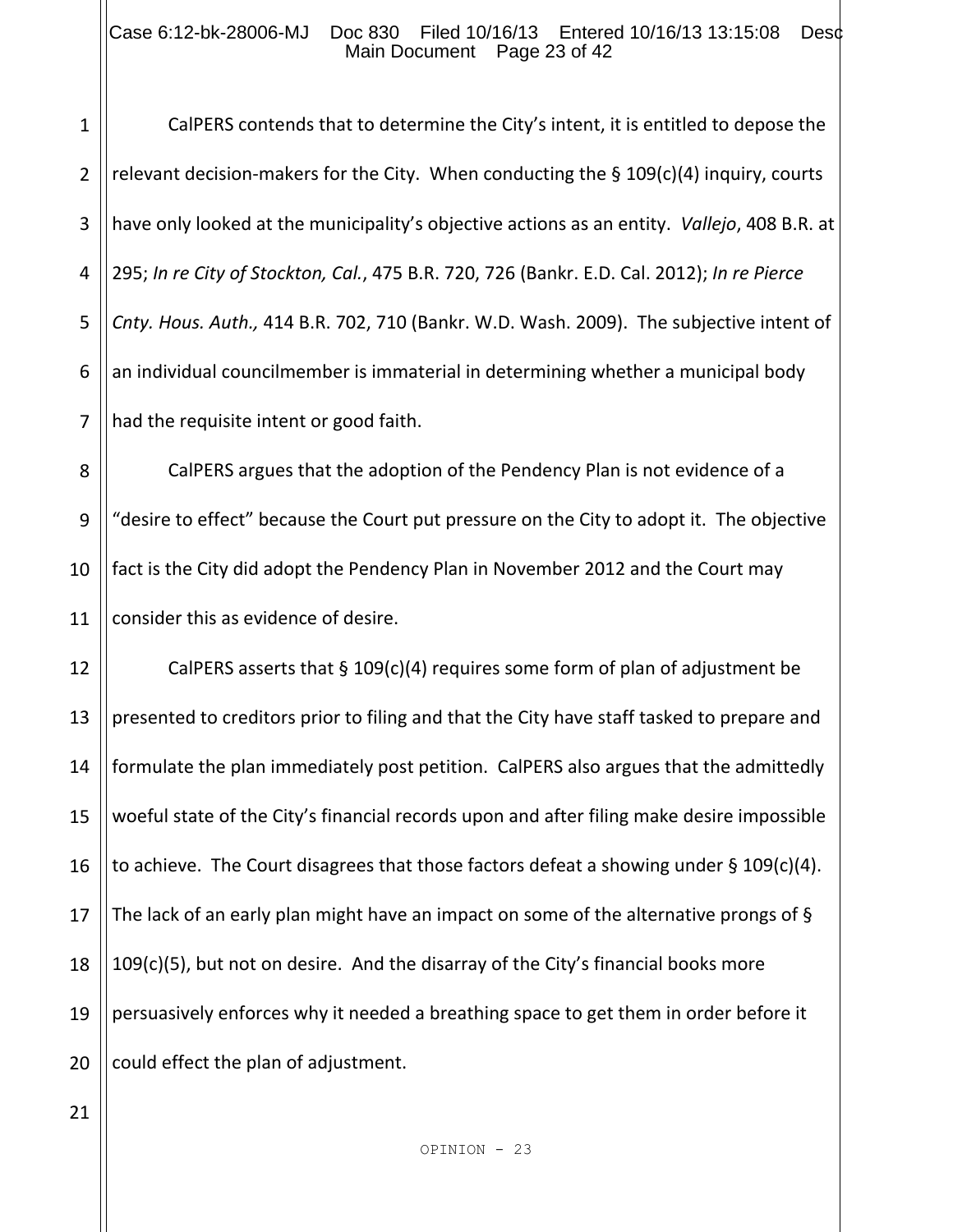CalPERS contends that to determine the City's intent, it is entitled to depose the relevant decision-makers for the City. When conducting the § 109(c)(4) inquiry, courts have only looked at the municipality's objective actions as an entity. *Vallejo*, 408 B.R. at 295; *In re City of Stockton, Cal.*, 475 B.R. 720, 726 (Bankr. E.D. Cal. 2012); *In re Pierce Cnty. Hous. Auth.,* 414 B.R. 702, 710 (Bankr. W.D. Wash. 2009). The subjective intent of an individual councilmember is immaterial in determining whether a municipal body had the requisite intent or good faith.

CalPERS argues that the adoption of the Pendency Plan is not evidence of a "desire to effect" because the Court put pressure on the City to adopt it. The objective fact is the City did adopt the Pendency Plan in November 2012 and the Court may consider this as evidence of desire.

CalPERS asserts that § 109(c)(4) requires some form of plan of adjustment be presented to creditors prior to filing and that the City have staff tasked to prepare and formulate the plan immediately post petition. CalPERS also argues that the admittedly woeful state of the City's financial records upon and after filing make desire impossible to achieve. The Court disagrees that those factors defeat a showing under § 109(c)(4). The lack of an early plan might have an impact on some of the alternative prongs of § 109(c)(5), but not on desire. And the disarray of the City's financial books more persuasively enforces why it needed a breathing space to get them in order before it could effect the plan of adjustment.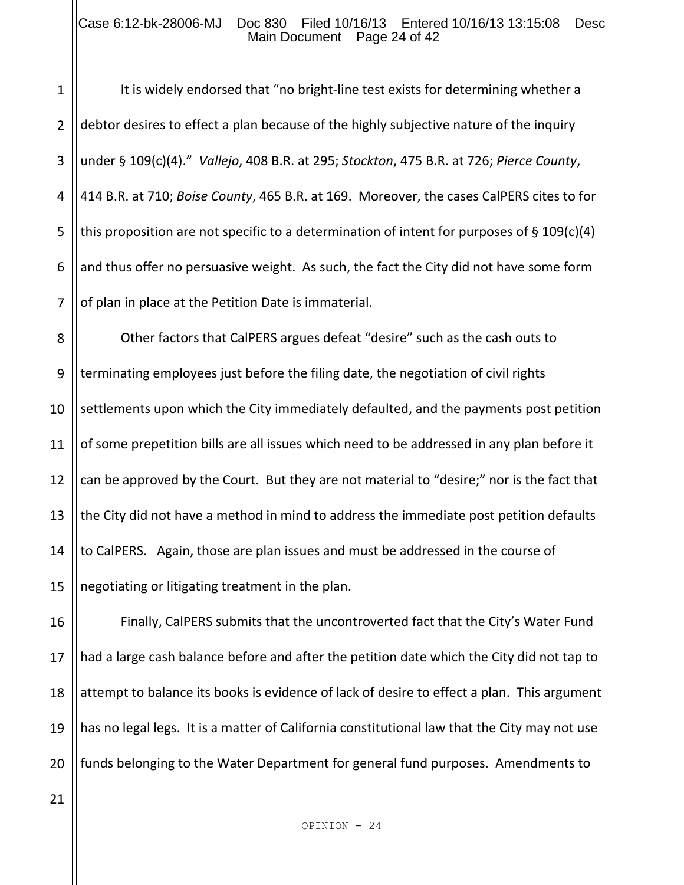It is widely endorsed that "no bright-line test exists for determining whether a debtor desires to effect a plan because of the highly subjective nature of the inquiry under § 109(c)(4)." *Vallejo*, 408 B.R. at 295; *Stockton*, 475 B.R. at 726; *Pierce County*, 414 B.R. at 710; *Boise County*, 465 B.R. at 169. Moreover, the cases CalPERS cites to for this proposition are not specific to a determination of intent for purposes of § 109(c)(4) and thus offer no persuasive weight. As such, the fact the City did not have some form of plan in place at the Petition Date is immaterial.

Other factors that CalPERS argues defeat "desire" such as the cash outs to terminating employees just before the filing date, the negotiation of civil rights settlements upon which the City immediately defaulted, and the payments post petition of some prepetition bills are all issues which need to be addressed in any plan before it can be approved by the Court. But they are not material to "desire;" nor is the fact that the City did not have a method in mind to address the immediate post petition defaults to CalPERS. Again, those are plan issues and must be addressed in the course of negotiating or litigating treatment in the plan.

Finally, CalPERS submits that the uncontroverted fact that the City's Water Fund had a large cash balance before and after the petition date which the City did not tap to attempt to balance its books is evidence of lack of desire to effect a plan. This argument has no legal legs. It is a matter of California constitutional law that the City may not use funds belonging to the Water Department for general fund purposes. Amendments to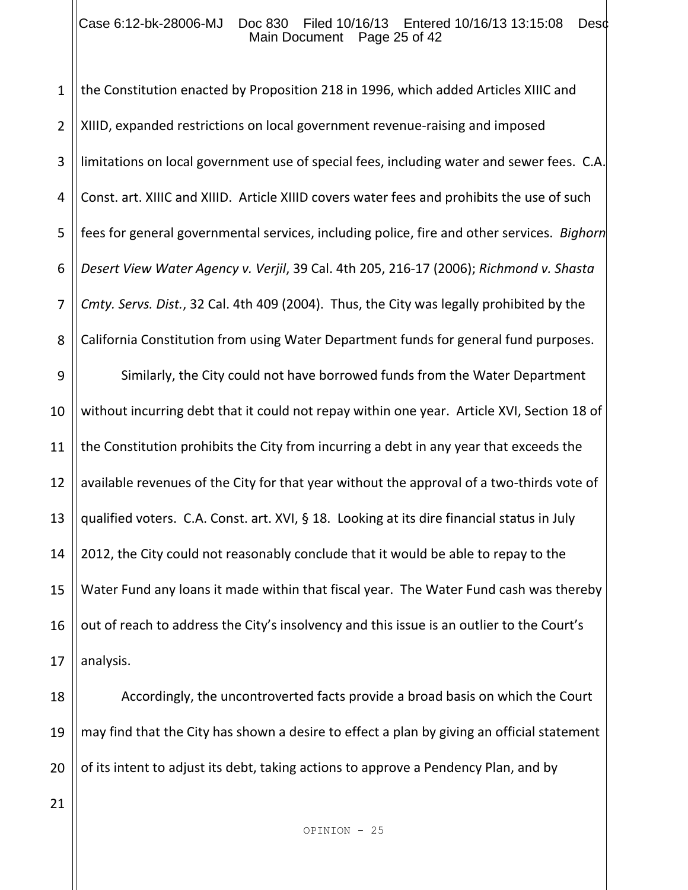the Constitution enacted by Proposition 218 in 1996, which added Articles XIIIC and XIIID, expanded restrictions on local government revenue-raising and imposed limitations on local government use of special fees, including water and sewer fees. C.A. Const. art. XIIIC and XIIID. Article XIIID covers water fees and prohibits the use of such fees for general governmental services, including police, fire and other services. *Bighorn Desert View Water Agency v. Verjil*, 39 Cal. 4th 205, 216-17 (2006); *Richmond v. Shasta Cmty. Servs. Dist.*, 32 Cal. 4th 409 (2004). Thus, the City was legally prohibited by the California Constitution from using Water Department funds for general fund purposes.

Similarly, the City could not have borrowed funds from the Water Department without incurring debt that it could not repay within one year. Article XVI, Section 18 of the Constitution prohibits the City from incurring a debt in any year that exceeds the available revenues of the City for that year without the approval of a two-thirds vote of qualified voters. C.A. Const. art. XVI, § 18. Looking at its dire financial status in July 2012, the City could not reasonably conclude that it would be able to repay to the Water Fund any loans it made within that fiscal year. The Water Fund cash was thereby out of reach to address the City's insolvency and this issue is an outlier to the Court's analysis.

Accordingly, the uncontroverted facts provide a broad basis on which the Court may find that the City has shown a desire to effect a plan by giving an official statement of its intent to adjust its debt, taking actions to approve a Pendency Plan, and by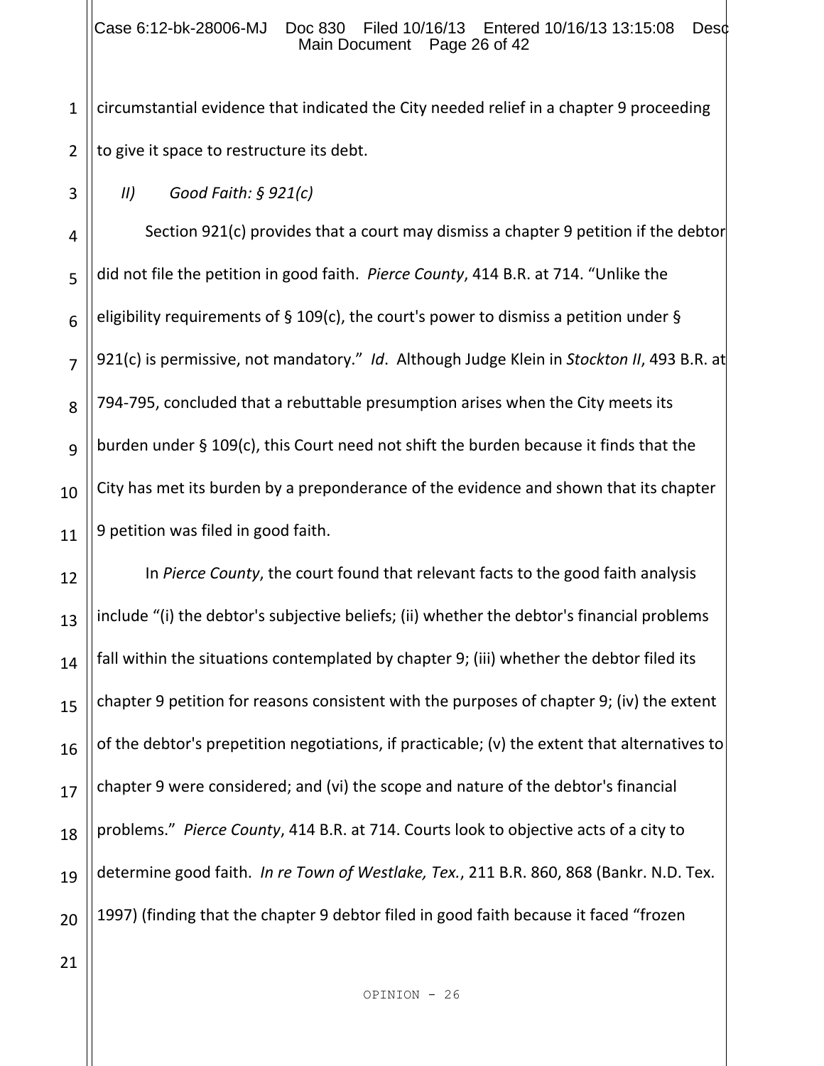circumstantial evidence that indicated the City needed relief in a chapter 9 proceeding to give it space to restructure its debt.

*II) Good Faith: § 921(c)*

Section 921(c) provides that a court may dismiss a chapter 9 petition if the debtor did not file the petition in good faith. *Pierce County*, 414 B.R. at 714. "Unlike the eligibility requirements of § 109(c), the court's power to dismiss a petition under § 921(c) is permissive, not mandatory." *Id*. Although Judge Klein in *Stockton II*, 493 B.R. at 794-795, concluded that a rebuttable presumption arises when the City meets its burden under § 109(c), this Court need not shift the burden because it finds that the City has met its burden by a preponderance of the evidence and shown that its chapter 9 petition was filed in good faith.

In *Pierce County*, the court found that relevant facts to the good faith analysis include "(i) the debtor's subjective beliefs; (ii) whether the debtor's financial problems fall within the situations contemplated by chapter 9; (iii) whether the debtor filed its chapter 9 petition for reasons consistent with the purposes of chapter 9; (iv) the extent of the debtor's prepetition negotiations, if practicable; (v) the extent that alternatives to chapter 9 were considered; and (vi) the scope and nature of the debtor's financial problems." *Pierce County*, 414 B.R. at 714. Courts look to objective acts of a city to determine good faith. *In re Town of Westlake, Tex.*, 211 B.R. 860, 868 (Bankr. N.D. Tex. 1997) (finding that the chapter 9 debtor filed in good faith because it faced "frozen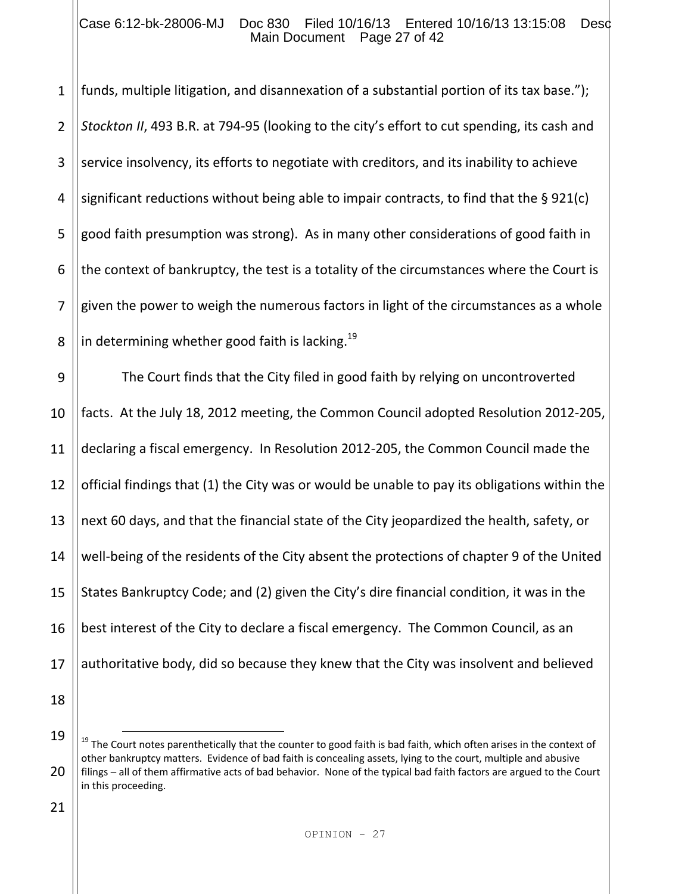funds, multiple litigation, and disannexation of a substantial portion of its tax base."); *Stockton II*, 493 B.R. at 794-95 (looking to the city's effort to cut spending, its cash and service insolvency, its efforts to negotiate with creditors, and its inability to achieve significant reductions without being able to impair contracts, to find that the § 921(c) good faith presumption was strong). As in many other considerations of good faith in the context of bankruptcy, the test is a totality of the circumstances where the Court is given the power to weigh the numerous factors in light of the circumstances as a whole in determining whether good faith is lacking.[19]

The Court finds that the City filed in good faith by relying on uncontroverted facts. At the July 18, 2012 meeting, the Common Council adopted Resolution 2012-205, declaring a fiscal emergency. In Resolution 2012-205, the Common Council made the official findings that (1) the City was or would be unable to pay its obligations within the next 60 days, and that the financial state of the City jeopardized the health, safety, or well-being of the residents of the City absent the protections of chapter 9 of the United States Bankruptcy Code; and (2) given the City's dire financial condition, it was in the best interest of the City to declare a fiscal emergency. The Common Council, as an authoritative body, did so because they knew that the City was insolvent and believed

---

[19] The Court notes parenthetically that the counter to good faith is bad faith, which often arises in the context of other bankruptcy matters. Evidence of bad faith is concealing assets, lying to the court, multiple and abusive filings – all of them affirmative acts of bad behavior. None of the typical bad faith factors are argued to the Court in this proceeding.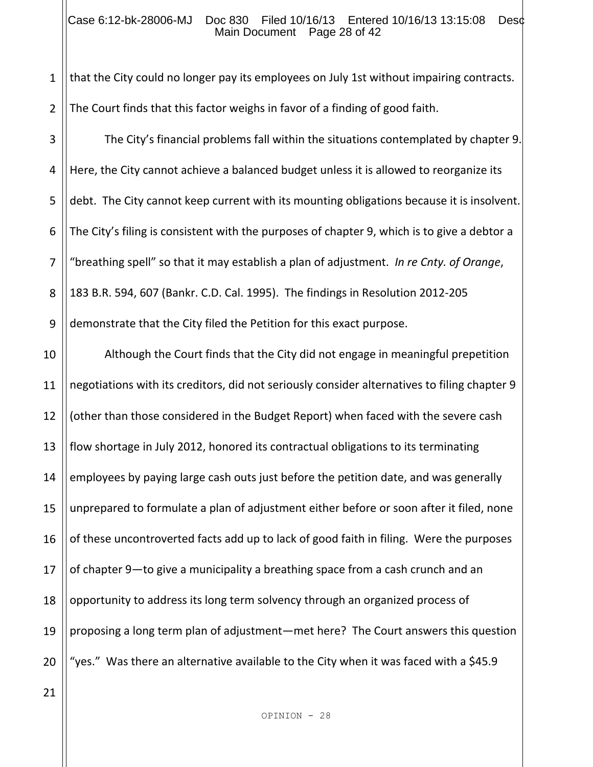that the City could no longer pay its employees on July 1st without impairing contracts. The Court finds that this factor weighs in favor of a finding of good faith.

The City's financial problems fall within the situations contemplated by chapter 9. Here, the City cannot achieve a balanced budget unless it is allowed to reorganize its debt. The City cannot keep current with its mounting obligations because it is insolvent. The City's filing is consistent with the purposes of chapter 9, which is to give a debtor a "breathing spell" so that it may establish a plan of adjustment. *In re Cnty. of Orange*, 183 B.R. 594, 607 (Bankr. C.D. Cal. 1995). The findings in Resolution 2012-205 demonstrate that the City filed the Petition for this exact purpose.

Although the Court finds that the City did not engage in meaningful prepetition negotiations with its creditors, did not seriously consider alternatives to filing chapter 9 (other than those considered in the Budget Report) when faced with the severe cash flow shortage in July 2012, honored its contractual obligations to its terminating employees by paying large cash outs just before the petition date, and was generally unprepared to formulate a plan of adjustment either before or soon after it filed, none of these uncontroverted facts add up to lack of good faith in filing. Were the purposes of chapter 9—to give a municipality a breathing space from a cash crunch and an opportunity to address its long term solvency through an organized process of proposing a long term plan of adjustment—met here? The Court answers this question "yes." Was there an alternative available to the City when it was faced with a $45.9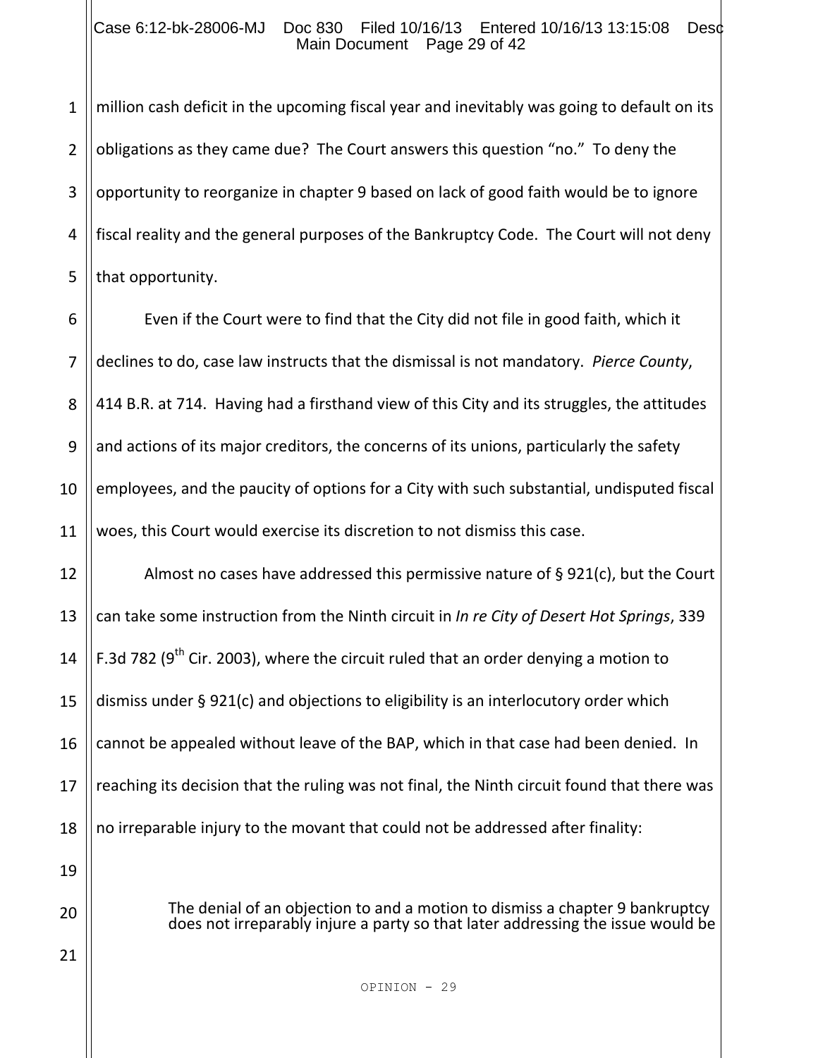million cash deficit in the upcoming fiscal year and inevitably was going to default on its obligations as they came due? The Court answers this question "no." To deny the opportunity to reorganize in chapter 9 based on lack of good faith would be to ignore fiscal reality and the general purposes of the Bankruptcy Code. The Court will not deny that opportunity.

Even if the Court were to find that the City did not file in good faith, which it declines to do, case law instructs that the dismissal is not mandatory. *Pierce County*, 414 B.R. at 714. Having had a firsthand view of this City and its struggles, the attitudes and actions of its major creditors, the concerns of its unions, particularly the safety employees, and the paucity of options for a City with such substantial, undisputed fiscal woes, this Court would exercise its discretion to not dismiss this case.

Almost no cases have addressed this permissive nature of § 921(c), but the Court can take some instruction from the Ninth circuit in *In re City of Desert Hot Springs*, 339 F.3d 782 (9th Cir. 2003), where the circuit ruled that an order denying a motion to dismiss under § 921(c) and objections to eligibility is an interlocutory order which cannot be appealed without leave of the BAP, which in that case had been denied. In reaching its decision that the ruling was not final, the Ninth circuit found that there was no irreparable injury to the movant that could not be addressed after finality:

> The denial of an objection to and a motion to dismiss a chapter 9 bankruptcy does not irreparably injure a party so that later addressing the issue would be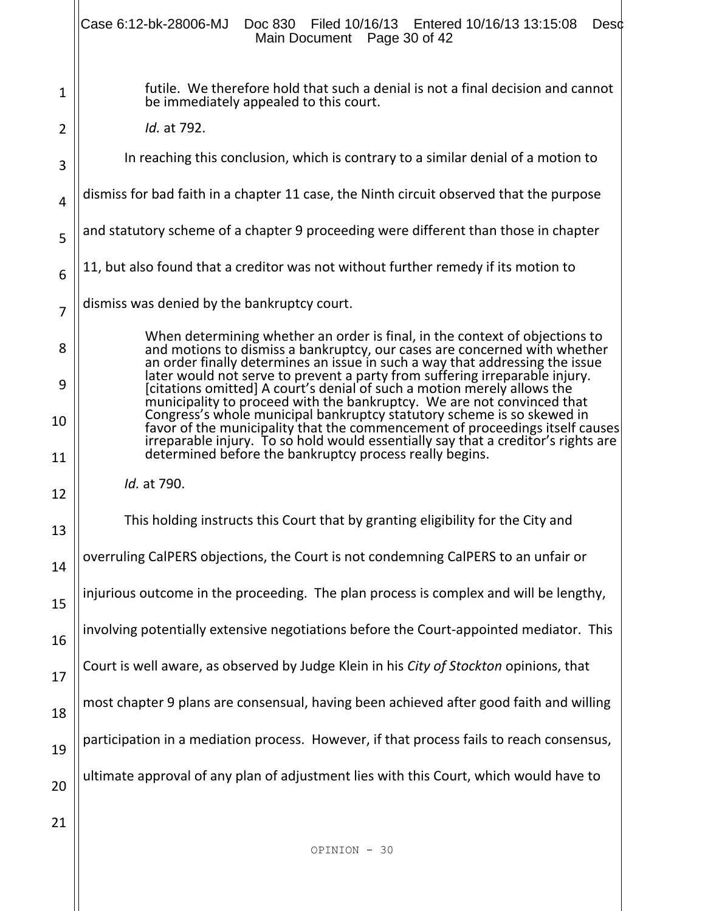> futile. We therefore hold that such a denial is not a final decision and cannot be immediately appealed to this court.
>
> *Id.* at 792.

In reaching this conclusion, which is contrary to a similar denial of a motion to dismiss for bad faith in a chapter 11 case, the Ninth circuit observed that the purpose and statutory scheme of a chapter 9 proceeding were different than those in chapter 11, but also found that a creditor was not without further remedy if its motion to dismiss was denied by the bankruptcy court.

> When determining whether an order is final, in the context of objections to and motions to dismiss a bankruptcy, our cases are concerned with whether an order finally determines an issue in such a way that addressing the issue later would not serve to prevent a party from suffering irreparable injury. [citations omitted] A court's denial of such a motion merely allows the municipality to proceed with the bankruptcy. We are not convinced that Congress's whole municipal bankruptcy statutory scheme is so skewed in favor of the municipality that the commencement of proceedings itself causes irreparable injury. To so hold would essentially say that a creditor's rights are determined before the bankruptcy process really begins.
>
> *Id.* at 790.

This holding instructs this Court that by granting eligibility for the City and overruling CalPERS objections, the Court is not condemning CalPERS to an unfair or injurious outcome in the proceeding. The plan process is complex and will be lengthy, involving potentially extensive negotiations before the Court-appointed mediator. This Court is well aware, as observed by Judge Klein in his *City of Stockton* opinions, that most chapter 9 plans are consensual, having been achieved after good faith and willing participation in a mediation process. However, if that process fails to reach consensus, ultimate approval of any plan of adjustment lies with this Court, which would have to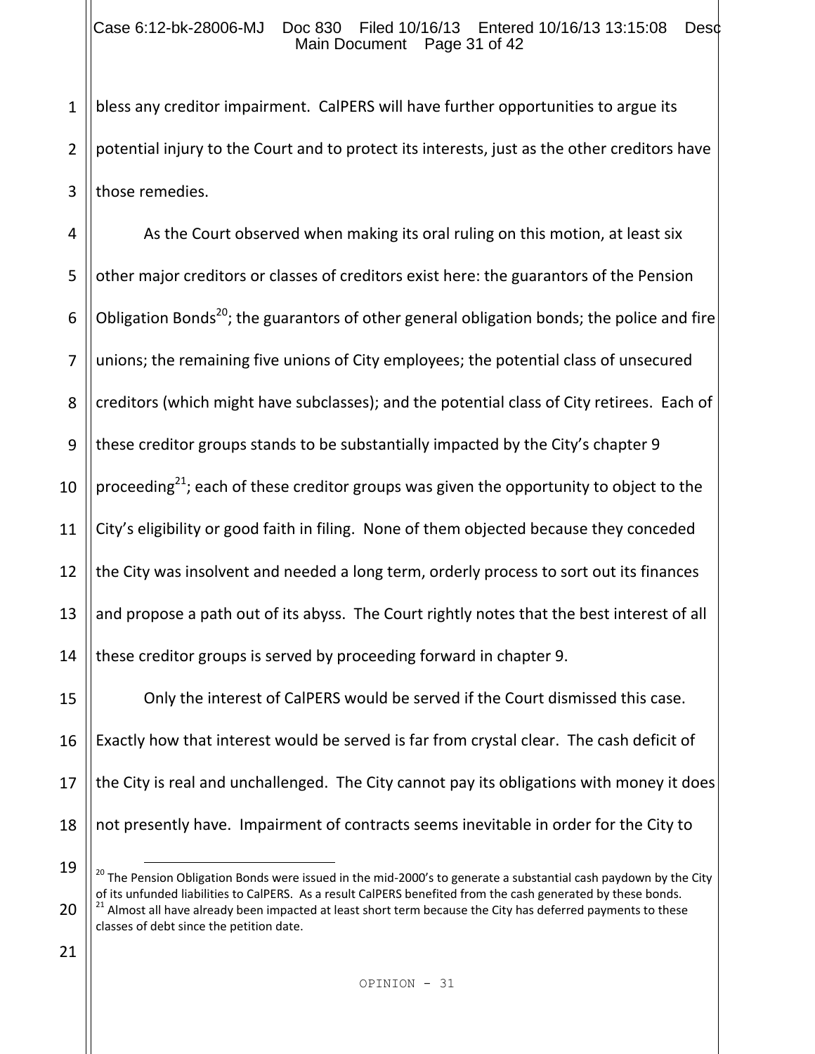bless any creditor impairment. CalPERS will have further opportunities to argue its potential injury to the Court and to protect its interests, just as the other creditors have those remedies.

As the Court observed when making its oral ruling on this motion, at least six other major creditors or classes of creditors exist here: the guarantors of the Pension Obligation Bonds[20]; the guarantors of other general obligation bonds; the police and fire unions; the remaining five unions of City employees; the potential class of unsecured creditors (which might have subclasses); and the potential class of City retirees. Each of these creditor groups stands to be substantially impacted by the City's chapter 9 proceeding[21]; each of these creditor groups was given the opportunity to object to the City's eligibility or good faith in filing. None of them objected because they conceded the City was insolvent and needed a long term, orderly process to sort out its finances and propose a path out of its abyss. The Court rightly notes that the best interest of all these creditor groups is served by proceeding forward in chapter 9.

Only the interest of CalPERS would be served if the Court dismissed this case. Exactly how that interest would be served is far from crystal clear. The cash deficit of the City is real and unchallenged. The City cannot pay its obligations with money it does not presently have. Impairment of contracts seems inevitable in order for the City to

[20] The Pension Obligation Bonds were issued in the mid-2000's to generate a substantial cash paydown by the City of its unfunded liabilities to CalPERS. As a result CalPERS benefited from the cash generated by these bonds.

[21] Almost all have already been impacted at least short term because the City has deferred payments to these classes of debt since the petition date.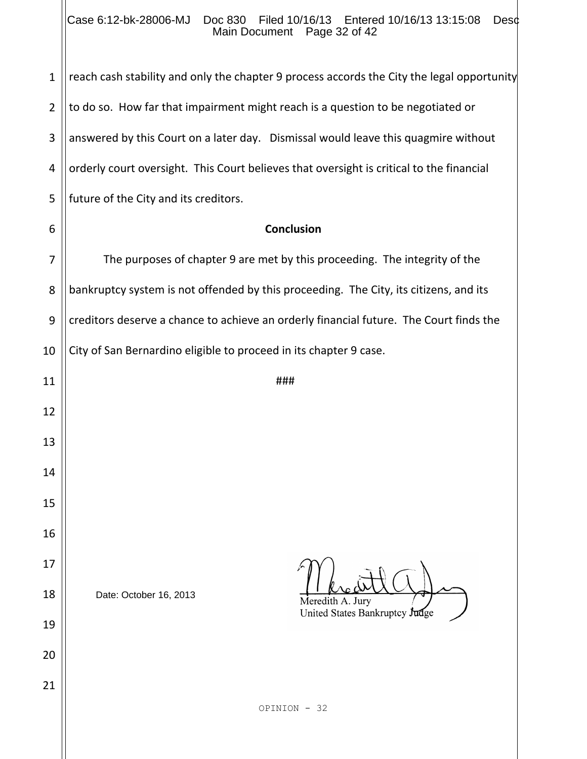reach cash stability and only the chapter 9 process accords the City the legal opportunity to do so. How far that impairment might reach is a question to be negotiated or answered by this Court on a later day. Dismissal would leave this quagmire without orderly court oversight. This Court believes that oversight is critical to the financial future of the City and its creditors.

**Conclusion**

The purposes of chapter 9 are met by this proceeding. The integrity of the bankruptcy system is not offended by this proceeding. The City, its citizens, and its creditors deserve a chance to achieve an orderly financial future. The Court finds the City of San Bernardino eligible to proceed in its chapter 9 case.

###

Date: October 16, 2013

Meredith A. Jury
United States Bankruptcy Judge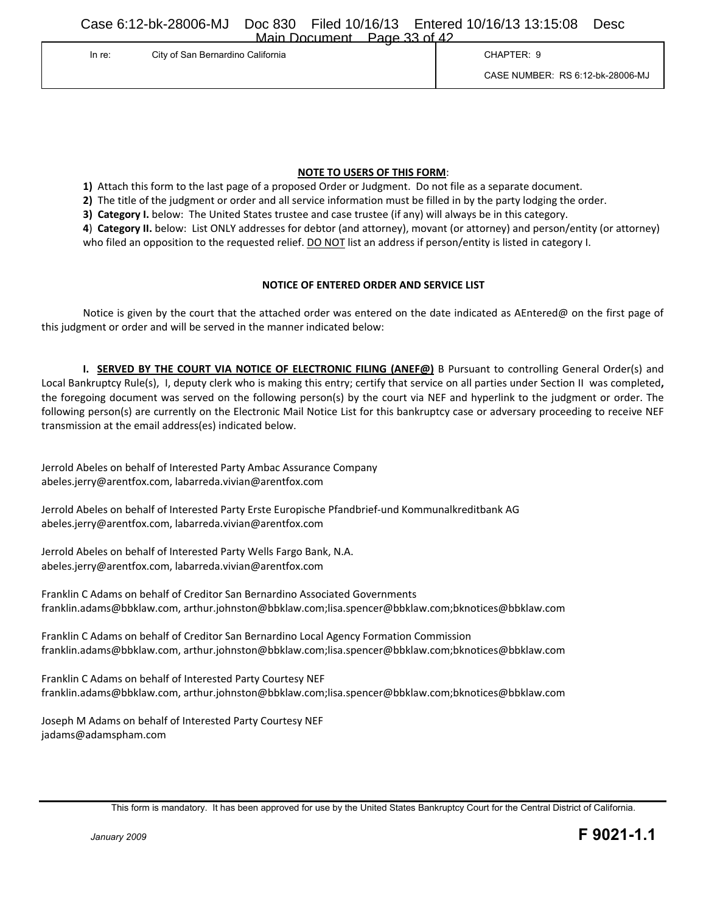| In re: City of San Bernardino California | CHAPTER: 9 |
| --- | --- |
| | CASE NUMBER: RS 6:12-bk-28006-MJ |

**NOTE TO USERS OF THIS FORM**:

**1)** Attach this form to the last page of a proposed Order or Judgment. Do not file as a separate document.

**2)** The title of the judgment or order and all service information must be filled in by the party lodging the order.

**3)** **Category I.** below: The United States trustee and case trustee (if any) will always be in this category.

**4**) **Category II.** below: List ONLY addresses for debtor (and attorney), movant (or attorney) and person/entity (or attorney) who filed an opposition to the requested relief. DO NOT list an address if person/entity is listed in category I.

**NOTICE OF ENTERED ORDER AND SERVICE LIST**

Notice is given by the court that the attached order was entered on the date indicated as AEntered@ on the first page of this judgment or order and will be served in the manner indicated below:

**I. SERVED BY THE COURT VIA NOTICE OF ELECTRONIC FILING (ANEF@)** B Pursuant to controlling General Order(s) and Local Bankruptcy Rule(s), I, deputy clerk who is making this entry; certify that service on all parties under Section II was completed**,** the foregoing document was served on the following person(s) by the court via NEF and hyperlink to the judgment or order. The following person(s) are currently on the Electronic Mail Notice List for this bankruptcy case or adversary proceeding to receive NEF transmission at the email address(es) indicated below.

Jerrold Abeles on behalf of Interested Party Ambac Assurance Company
abeles.jerry@arentfox.com, labarreda.vivian@arentfox.com

Jerrold Abeles on behalf of Interested Party Erste Europische Pfandbrief-und Kommunalkreditbank AG
abeles.jerry@arentfox.com, labarreda.vivian@arentfox.com

Jerrold Abeles on behalf of Interested Party Wells Fargo Bank, N.A.
abeles.jerry@arentfox.com, labarreda.vivian@arentfox.com

Franklin C Adams on behalf of Creditor San Bernardino Associated Governments
franklin.adams@bbklaw.com, arthur.johnston@bbklaw.com;lisa.spencer@bbklaw.com;bknotices@bbklaw.com

Franklin C Adams on behalf of Creditor San Bernardino Local Agency Formation Commission
franklin.adams@bbklaw.com, arthur.johnston@bbklaw.com;lisa.spencer@bbklaw.com;bknotices@bbklaw.com

Franklin C Adams on behalf of Interested Party Courtesy NEF
franklin.adams@bbklaw.com, arthur.johnston@bbklaw.com;lisa.spencer@bbklaw.com;bknotices@bbklaw.com

Joseph M Adams on behalf of Interested Party Courtesy NEF
jadams@adamspham.com

This form is mandatory. It has been approved for use by the United States Bankruptcy Court for the Central District of California.

*January 2009* **F 9021-1.1**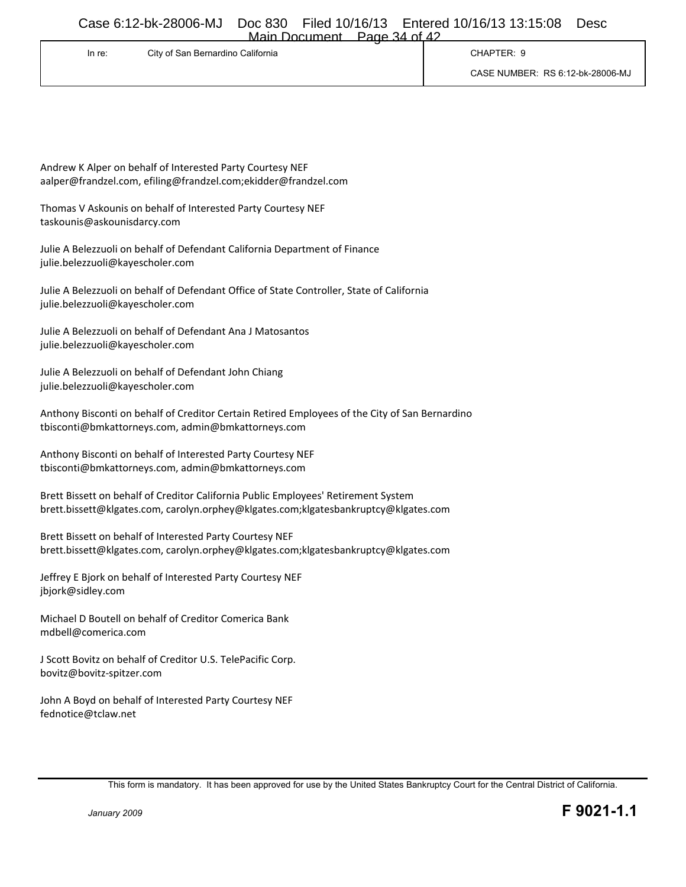| In re: City of San Bernardino California | CHAPTER: 9 |
| --- | --- |
| | CASE NUMBER: RS 6:12-bk-28006-MJ |

Andrew K Alper on behalf of Interested Party Courtesy NEF
aalper@frandzel.com, efiling@frandzel.com;ekidder@frandzel.com

Thomas V Askounis on behalf of Interested Party Courtesy NEF
taskounis@askounisdarcy.com

Julie A Belezzuoli on behalf of Defendant California Department of Finance
julie.belezzuoli@kayescholer.com

Julie A Belezzuoli on behalf of Defendant Office of State Controller, State of California
julie.belezzuoli@kayescholer.com

Julie A Belezzuoli on behalf of Defendant Ana J Matosantos
julie.belezzuoli@kayescholer.com

Julie A Belezzuoli on behalf of Defendant John Chiang
julie.belezzuoli@kayescholer.com

Anthony Bisconti on behalf of Creditor Certain Retired Employees of the City of San Bernardino
tbisconti@bmkattorneys.com, admin@bmkattorneys.com

Anthony Bisconti on behalf of Interested Party Courtesy NEF
tbisconti@bmkattorneys.com, admin@bmkattorneys.com

Brett Bissett on behalf of Creditor California Public Employees' Retirement System
brett.bissett@klgates.com, carolyn.orphey@klgates.com;klgatesbankruptcy@klgates.com

Brett Bissett on behalf of Interested Party Courtesy NEF
brett.bissett@klgates.com, carolyn.orphey@klgates.com;klgatesbankruptcy@klgates.com

Jeffrey E Bjork on behalf of Interested Party Courtesy NEF
jbjork@sidley.com

Michael D Boutell on behalf of Creditor Comerica Bank
mdbell@comerica.com

J Scott Bovitz on behalf of Creditor U.S. TelePacific Corp.
bovitz@bovitz-spitzer.com

John A Boyd on behalf of Interested Party Courtesy NEF
fednotice@tclaw.net

This form is mandatory. It has been approved for use by the United States Bankruptcy Court for the Central District of California.

*January 2009* **F 9021-1.1**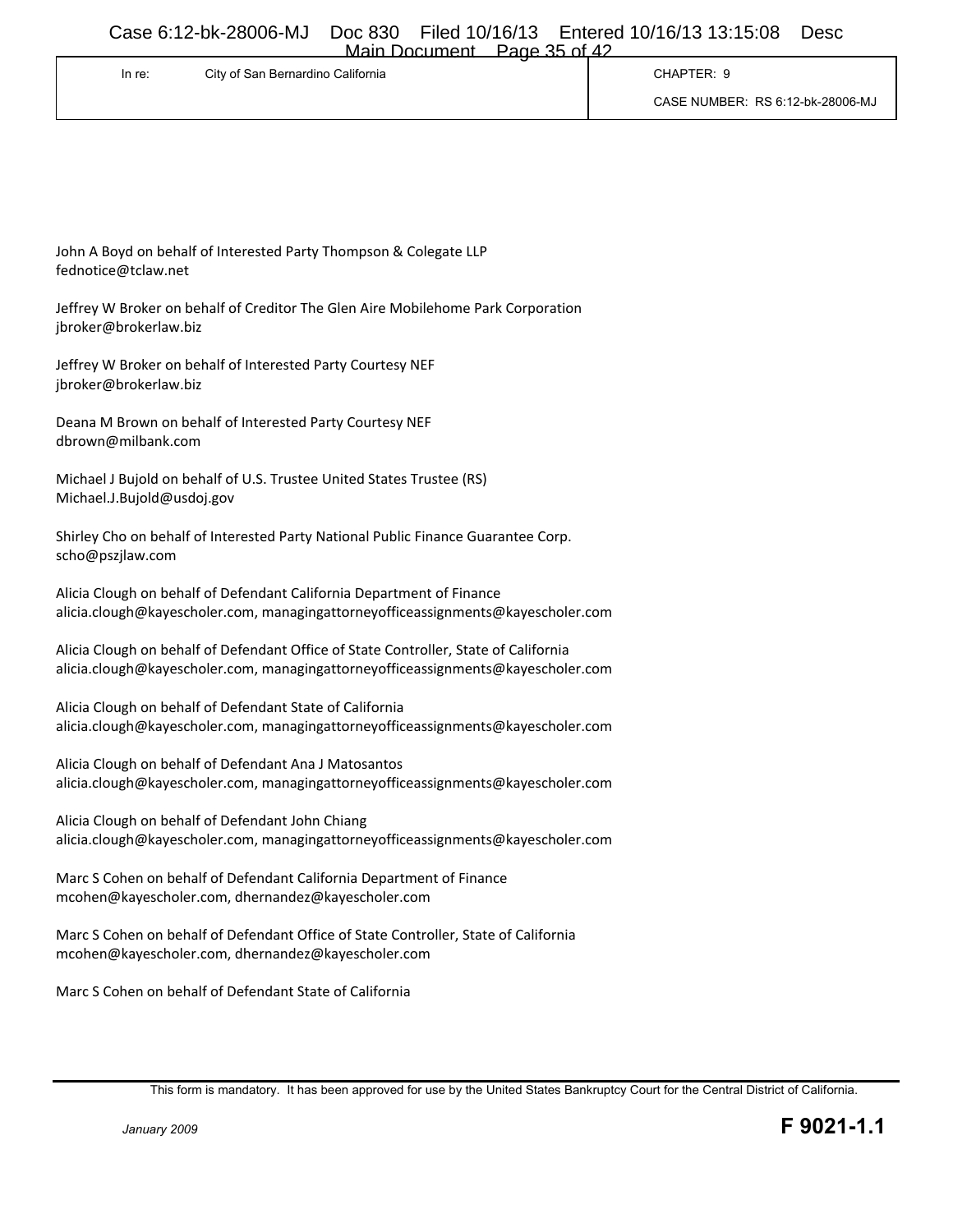| In re: City of San Bernardino California | CHAPTER: 9 |
| --- | --- |
| | CASE NUMBER: RS 6:12-bk-28006-MJ |

John A Boyd on behalf of Interested Party Thompson & Colegate LLP
fednotice@tclaw.net

Jeffrey W Broker on behalf of Creditor The Glen Aire Mobilehome Park Corporation
jbroker@brokerlaw.biz

Jeffrey W Broker on behalf of Interested Party Courtesy NEF
jbroker@brokerlaw.biz

Deana M Brown on behalf of Interested Party Courtesy NEF
dbrown@milbank.com

Michael J Bujold on behalf of U.S. Trustee United States Trustee (RS)
Michael.J.Bujold@usdoj.gov

Shirley Cho on behalf of Interested Party National Public Finance Guarantee Corp.
scho@pszjlaw.com

Alicia Clough on behalf of Defendant California Department of Finance
alicia.clough@kayescholer.com, managingattorneyofficeassignments@kayescholer.com

Alicia Clough on behalf of Defendant Office of State Controller, State of California
alicia.clough@kayescholer.com, managingattorneyofficeassignments@kayescholer.com

Alicia Clough on behalf of Defendant State of California
alicia.clough@kayescholer.com, managingattorneyofficeassignments@kayescholer.com

Alicia Clough on behalf of Defendant Ana J Matosantos
alicia.clough@kayescholer.com, managingattorneyofficeassignments@kayescholer.com

Alicia Clough on behalf of Defendant John Chiang
alicia.clough@kayescholer.com, managingattorneyofficeassignments@kayescholer.com

Marc S Cohen on behalf of Defendant California Department of Finance
mcohen@kayescholer.com, dhernandez@kayescholer.com

Marc S Cohen on behalf of Defendant Office of State Controller, State of California
mcohen@kayescholer.com, dhernandez@kayescholer.com

Marc S Cohen on behalf of Defendant State of California

This form is mandatory. It has been approved for use by the United States Bankruptcy Court for the Central District of California.

*January 2009* **F 9021-1.1**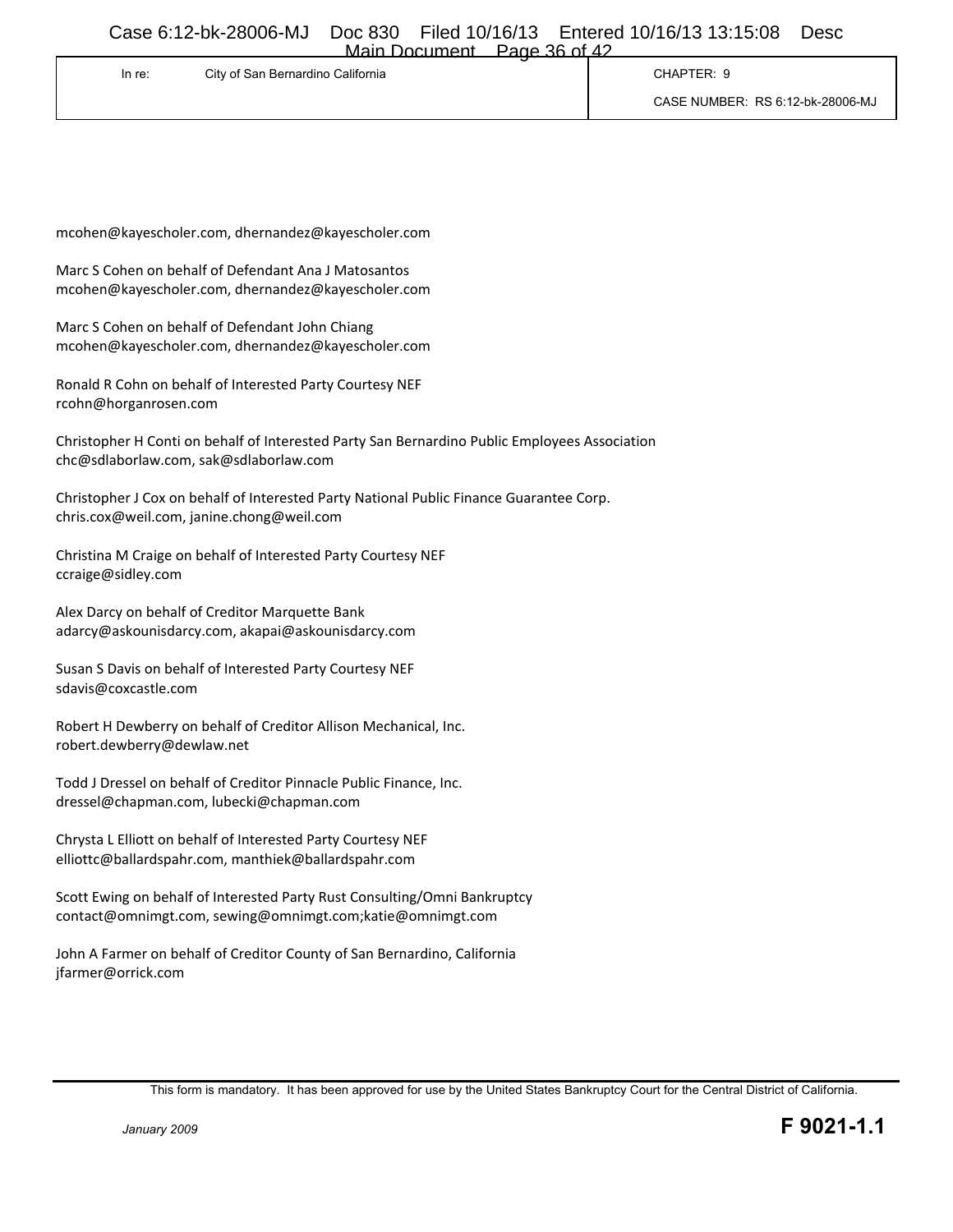| In re: City of San Bernardino California | CHAPTER: 9 |
| --- | --- |
| | CASE NUMBER: RS 6:12-bk-28006-MJ |

mcohen@kayescholer.com, dhernandez@kayescholer.com

Marc S Cohen on behalf of Defendant Ana J Matosantos
mcohen@kayescholer.com, dhernandez@kayescholer.com

Marc S Cohen on behalf of Defendant John Chiang
mcohen@kayescholer.com, dhernandez@kayescholer.com

Ronald R Cohn on behalf of Interested Party Courtesy NEF
rcohn@horganrosen.com

Christopher H Conti on behalf of Interested Party San Bernardino Public Employees Association
chc@sdlaborlaw.com, sak@sdlaborlaw.com

Christopher J Cox on behalf of Interested Party National Public Finance Guarantee Corp.
chris.cox@weil.com, janine.chong@weil.com

Christina M Craige on behalf of Interested Party Courtesy NEF
ccraige@sidley.com

Alex Darcy on behalf of Creditor Marquette Bank
adarcy@askounisdarcy.com, akapai@askounisdarcy.com

Susan S Davis on behalf of Interested Party Courtesy NEF
sdavis@coxcastle.com

Robert H Dewberry on behalf of Creditor Allison Mechanical, Inc.
robert.dewberry@dewlaw.net

Todd J Dressel on behalf of Creditor Pinnacle Public Finance, Inc.
dressel@chapman.com, lubecki@chapman.com

Chrysta L Elliott on behalf of Interested Party Courtesy NEF
elliottc@ballardspahr.com, manthiek@ballardspahr.com

Scott Ewing on behalf of Interested Party Rust Consulting/Omni Bankruptcy
contact@omnimgt.com, sewing@omnimgt.com;katie@omnimgt.com

John A Farmer on behalf of Creditor County of San Bernardino, California
jfarmer@orrick.com

This form is mandatory. It has been approved for use by the United States Bankruptcy Court for the Central District of California.

*January 2009* **F 9021-1.1**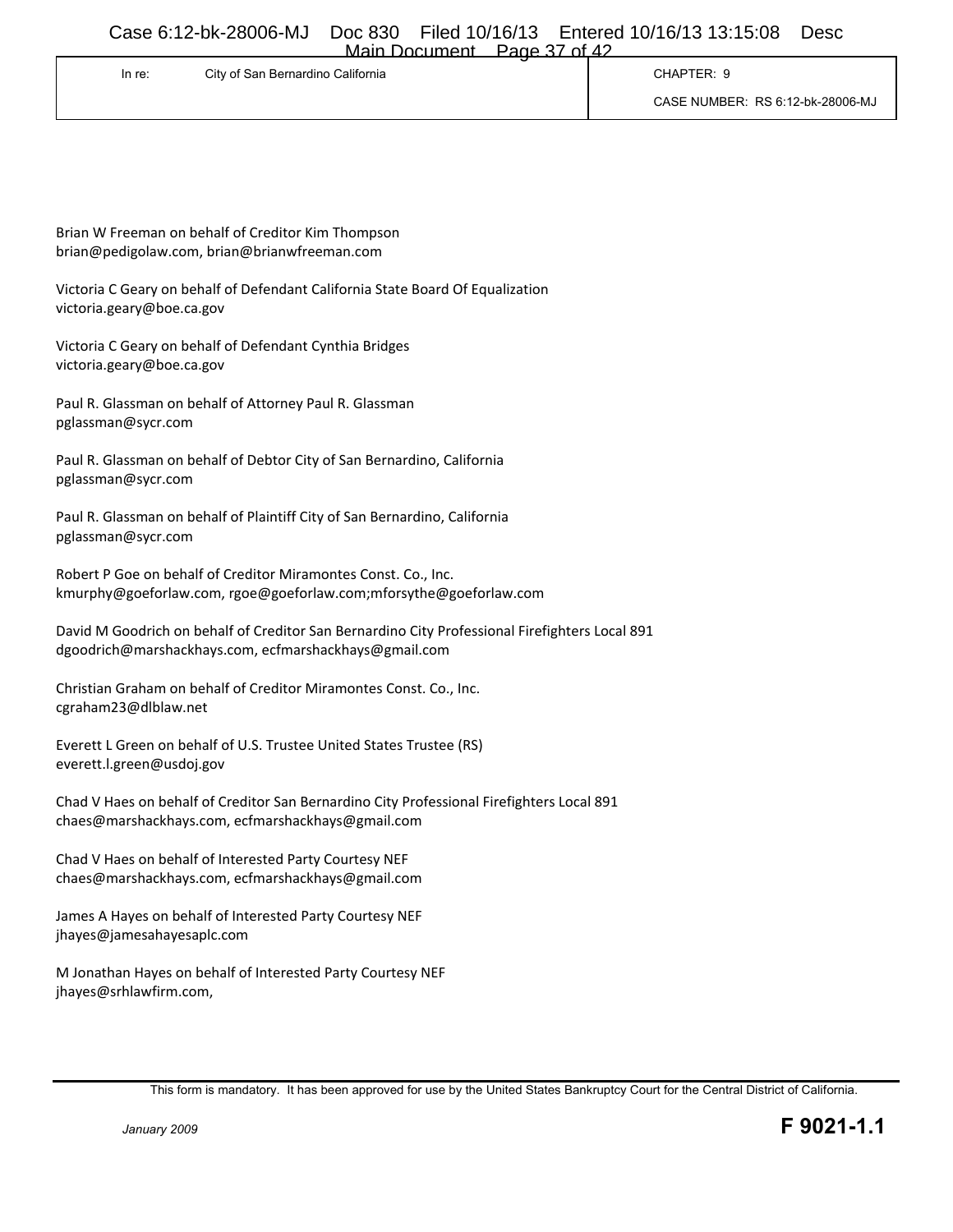| In re: City of San Bernardino California | CHAPTER: 9 |
| --- | --- |
| | CASE NUMBER: RS 6:12-bk-28006-MJ |

Brian W Freeman on behalf of Creditor Kim Thompson
brian@pedigolaw.com, brian@brianwfreeman.com

Victoria C Geary on behalf of Defendant California State Board Of Equalization
victoria.geary@boe.ca.gov

Victoria C Geary on behalf of Defendant Cynthia Bridges
victoria.geary@boe.ca.gov

Paul R. Glassman on behalf of Attorney Paul R. Glassman
pglassman@sycr.com

Paul R. Glassman on behalf of Debtor City of San Bernardino, California
pglassman@sycr.com

Paul R. Glassman on behalf of Plaintiff City of San Bernardino, California
pglassman@sycr.com

Robert P Goe on behalf of Creditor Miramontes Const. Co., Inc.
kmurphy@goeforlaw.com, rgoe@goeforlaw.com;mforsythe@goeforlaw.com

David M Goodrich on behalf of Creditor San Bernardino City Professional Firefighters Local 891
dgoodrich@marshackhays.com, ecfmarshackhays@gmail.com

Christian Graham on behalf of Creditor Miramontes Const. Co., Inc.
cgraham23@dlblaw.net

Everett L Green on behalf of U.S. Trustee United States Trustee (RS)
everett.l.green@usdoj.gov

Chad V Haes on behalf of Creditor San Bernardino City Professional Firefighters Local 891
chaes@marshackhays.com, ecfmarshackhays@gmail.com

Chad V Haes on behalf of Interested Party Courtesy NEF
chaes@marshackhays.com, ecfmarshackhays@gmail.com

James A Hayes on behalf of Interested Party Courtesy NEF
jhayes@jamesahayesaplc.com

M Jonathan Hayes on behalf of Interested Party Courtesy NEF
jhayes@srhlawfirm.com,

This form is mandatory. It has been approved for use by the United States Bankruptcy Court for the Central District of California.

*January 2009* **F 9021-1.1**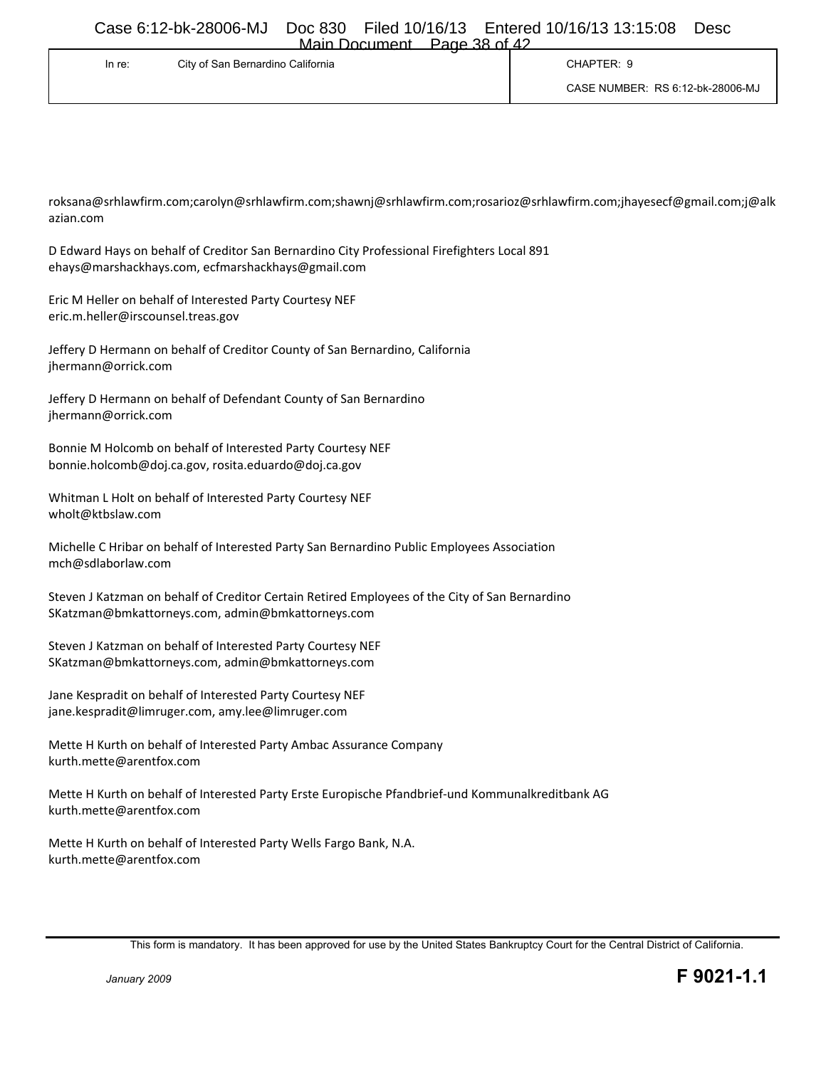| In re: City of San Bernardino California | CHAPTER: 9 |
| --- | --- |
| | CASE NUMBER: RS 6:12-bk-28006-MJ |

roksana@srhlawfirm.com;carolyn@srhlawfirm.com;shawnj@srhlawfirm.com;rosarioz@srhlawfirm.com;jhayesecf@gmail.com;j@alkazian.com

D Edward Hays on behalf of Creditor San Bernardino City Professional Firefighters Local 891
ehays@marshackhays.com, ecfmarshackhays@gmail.com

Eric M Heller on behalf of Interested Party Courtesy NEF
eric.m.heller@irscounsel.treas.gov

Jeffery D Hermann on behalf of Creditor County of San Bernardino, California
jhermann@orrick.com

Jeffery D Hermann on behalf of Defendant County of San Bernardino
jhermann@orrick.com

Bonnie M Holcomb on behalf of Interested Party Courtesy NEF
bonnie.holcomb@doj.ca.gov, rosita.eduardo@doj.ca.gov

Whitman L Holt on behalf of Interested Party Courtesy NEF
wholt@ktbslaw.com

Michelle C Hribar on behalf of Interested Party San Bernardino Public Employees Association
mch@sdlaborlaw.com

Steven J Katzman on behalf of Creditor Certain Retired Employees of the City of San Bernardino
SKatzman@bmkattorneys.com, admin@bmkattorneys.com

Steven J Katzman on behalf of Interested Party Courtesy NEF
SKatzman@bmkattorneys.com, admin@bmkattorneys.com

Jane Kespradit on behalf of Interested Party Courtesy NEF
jane.kespradit@limruger.com, amy.lee@limruger.com

Mette H Kurth on behalf of Interested Party Ambac Assurance Company
kurth.mette@arentfox.com

Mette H Kurth on behalf of Interested Party Erste Europische Pfandbrief-und Kommunalkreditbank AG
kurth.mette@arentfox.com

Mette H Kurth on behalf of Interested Party Wells Fargo Bank, N.A.
kurth.mette@arentfox.com

This form is mandatory. It has been approved for use by the United States Bankruptcy Court for the Central District of California.

*January 2009* **F 9021-1.1**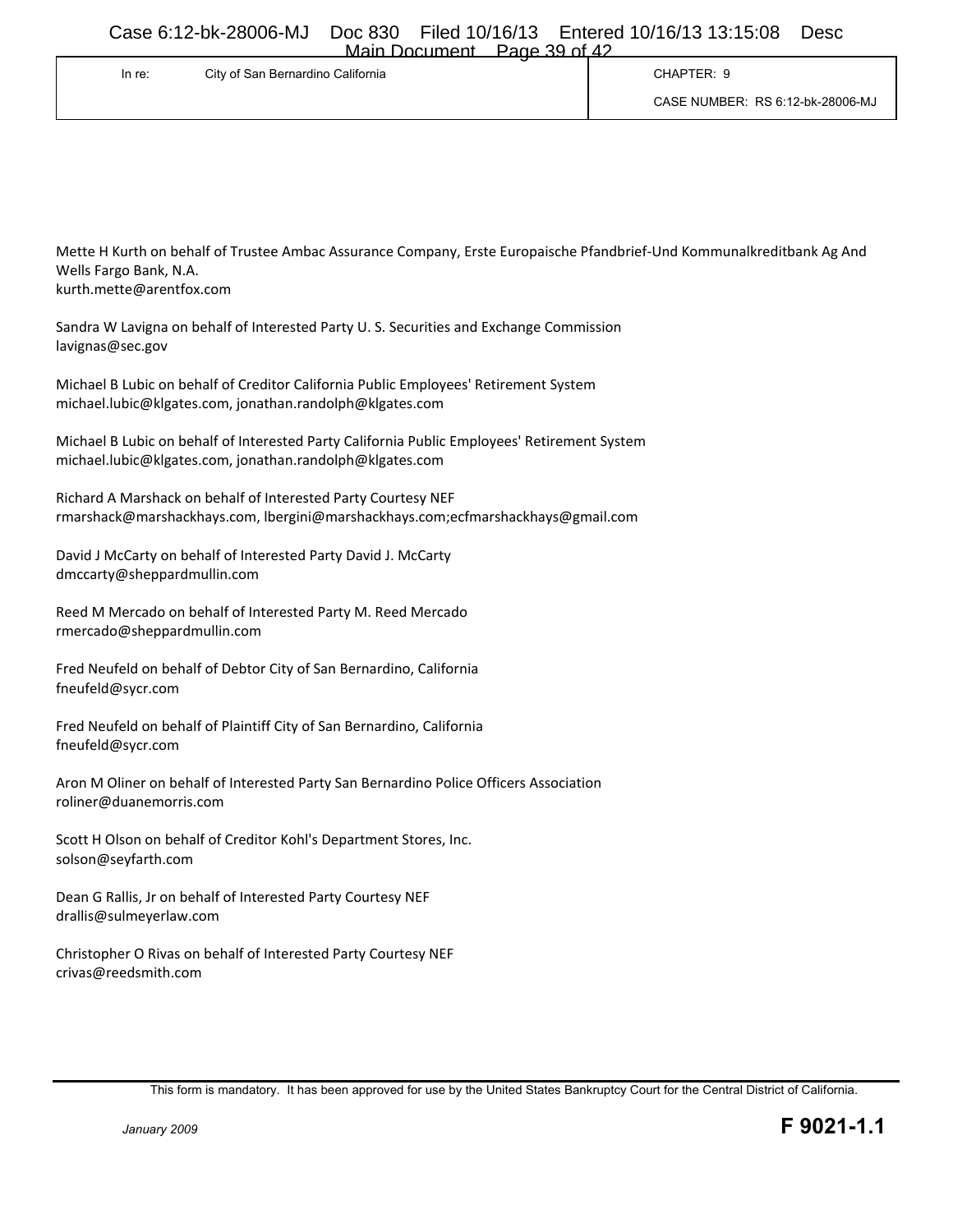| In re: City of San Bernardino California | CHAPTER: 9 |
| --- | --- |
| | CASE NUMBER: RS 6:12-bk-28006-MJ |

Mette H Kurth on behalf of Trustee Ambac Assurance Company, Erste Europaische Pfandbrief-Und Kommunalkreditbank Ag And Wells Fargo Bank, N.A.
kurth.mette@arentfox.com

Sandra W Lavigna on behalf of Interested Party U. S. Securities and Exchange Commission
lavignas@sec.gov

Michael B Lubic on behalf of Creditor California Public Employees' Retirement System
michael.lubic@klgates.com, jonathan.randolph@klgates.com

Michael B Lubic on behalf of Interested Party California Public Employees' Retirement System
michael.lubic@klgates.com, jonathan.randolph@klgates.com

Richard A Marshack on behalf of Interested Party Courtesy NEF
rmarshack@marshackhays.com, lbergini@marshackhays.com;ecfmarshackhays@gmail.com

David J McCarty on behalf of Interested Party David J. McCarty
dmccarty@sheppardmullin.com

Reed M Mercado on behalf of Interested Party M. Reed Mercado
rmercado@sheppardmullin.com

Fred Neufeld on behalf of Debtor City of San Bernardino, California
fneufeld@sycr.com

Fred Neufeld on behalf of Plaintiff City of San Bernardino, California
fneufeld@sycr.com

Aron M Oliner on behalf of Interested Party San Bernardino Police Officers Association
roliner@duanemorris.com

Scott H Olson on behalf of Creditor Kohl's Department Stores, Inc.
solson@seyfarth.com

Dean G Rallis, Jr on behalf of Interested Party Courtesy NEF
drallis@sulmeyerlaw.com

Christopher O Rivas on behalf of Interested Party Courtesy NEF
crivas@reedsmith.com

This form is mandatory. It has been approved for use by the United States Bankruptcy Court for the Central District of California.

*January 2009* **F 9021-1.1**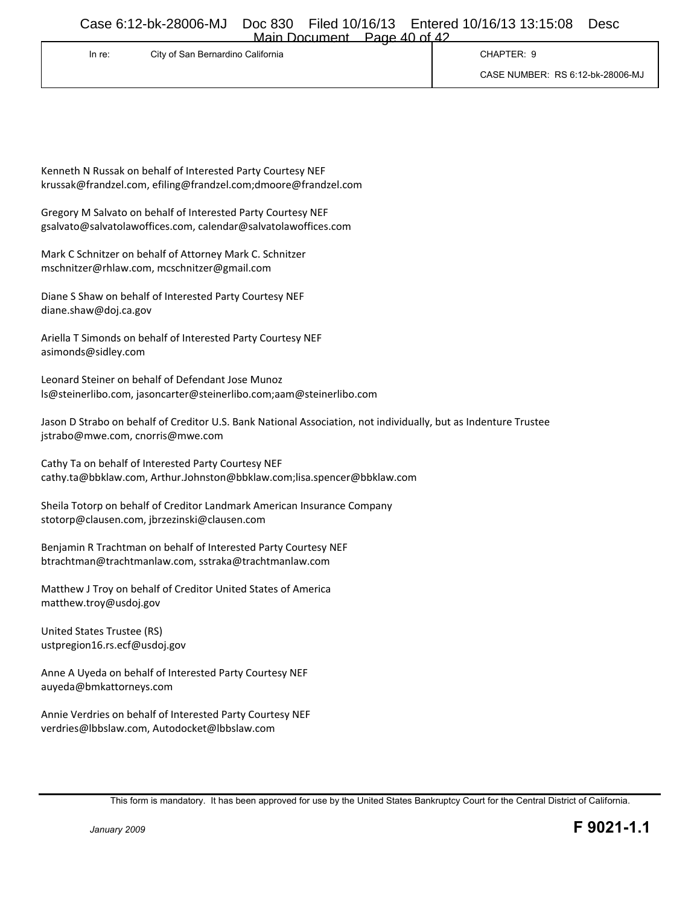| In re: City of San Bernardino California | CHAPTER: 9 |
| --- | --- |
| | CASE NUMBER: RS 6:12-bk-28006-MJ |

Kenneth N Russak on behalf of Interested Party Courtesy NEF
krussak@frandzel.com, efiling@frandzel.com;dmoore@frandzel.com

Gregory M Salvato on behalf of Interested Party Courtesy NEF
gsalvato@salvatolawoffices.com, calendar@salvatolawoffices.com

Mark C Schnitzer on behalf of Attorney Mark C. Schnitzer
mschnitzer@rhlaw.com, mcschnitzer@gmail.com

Diane S Shaw on behalf of Interested Party Courtesy NEF
diane.shaw@doj.ca.gov

Ariella T Simonds on behalf of Interested Party Courtesy NEF
asimonds@sidley.com

Leonard Steiner on behalf of Defendant Jose Munoz
ls@steinerlibo.com, jasoncarter@steinerlibo.com;aam@steinerlibo.com

Jason D Strabo on behalf of Creditor U.S. Bank National Association, not individually, but as Indenture Trustee
jstrabo@mwe.com, cnorris@mwe.com

Cathy Ta on behalf of Interested Party Courtesy NEF
cathy.ta@bbklaw.com, Arthur.Johnston@bbklaw.com;lisa.spencer@bbklaw.com

Sheila Totorp on behalf of Creditor Landmark American Insurance Company
stotorp@clausen.com, jbrzezinski@clausen.com

Benjamin R Trachtman on behalf of Interested Party Courtesy NEF
btrachtman@trachtmanlaw.com, sstraka@trachtmanlaw.com

Matthew J Troy on behalf of Creditor United States of America
matthew.troy@usdoj.gov

United States Trustee (RS)
ustpregion16.rs.ecf@usdoj.gov

Anne A Uyeda on behalf of Interested Party Courtesy NEF
auyeda@bmkattorneys.com

Annie Verdries on behalf of Interested Party Courtesy NEF
verdries@lbbslaw.com, Autodocket@lbbslaw.com

This form is mandatory. It has been approved for use by the United States Bankruptcy Court for the Central District of California.

*January 2009* **F 9021-1.1**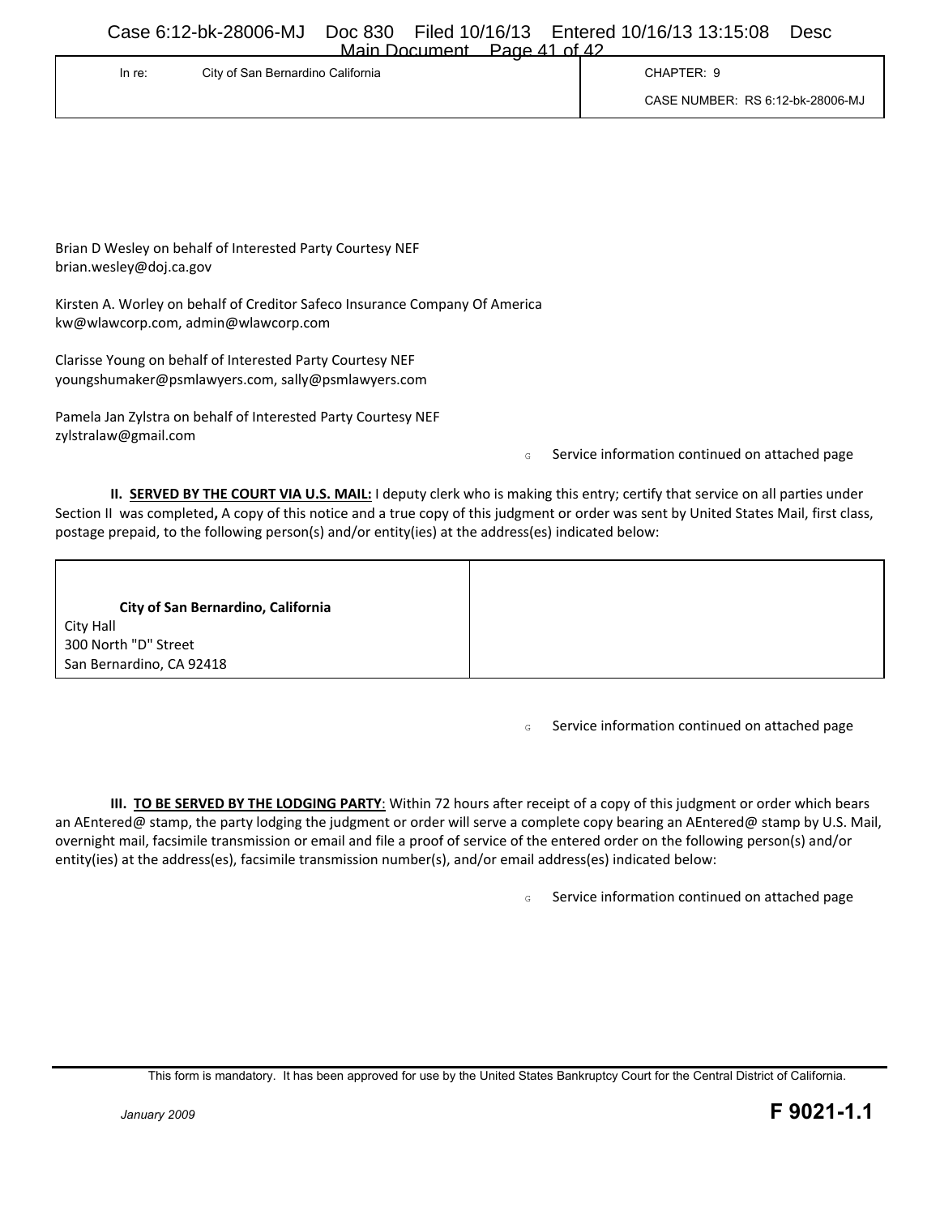| In re: City of San Bernardino California | CHAPTER: 9 |
| --- | --- |
| | CASE NUMBER: RS 6:12-bk-28006-MJ |

Brian D Wesley on behalf of Interested Party Courtesy NEF
brian.wesley@doj.ca.gov

Kirsten A. Worley on behalf of Creditor Safeco Insurance Company Of America
kw@wlawcorp.com, admin@wlawcorp.com

Clarisse Young on behalf of Interested Party Courtesy NEF
youngshumaker@psmlawyers.com, sally@psmlawyers.com

Pamela Jan Zylstra on behalf of Interested Party Courtesy NEF
zylstralaw@gmail.com

G Service information continued on attached page

**II. SERVED BY THE COURT VIA U.S. MAIL:** I deputy clerk who is making this entry; certify that service on all parties under Section II was completed**,** A copy of this notice and a true copy of this judgment or order was sent by United States Mail, first class, postage prepaid, to the following person(s) and/or entity(ies) at the address(es) indicated below:

| | |
| --- | --- |
| **City of San Bernardino, California**<br>City Hall<br>300 North "D" Street<br>San Bernardino, CA 92418 | |

G Service information continued on attached page

**III. TO BE SERVED BY THE LODGING PARTY**: Within 72 hours after receipt of a copy of this judgment or order which bears an AEntered@ stamp, the party lodging the judgment or order will serve a complete copy bearing an AEntered@ stamp by U.S. Mail, overnight mail, facsimile transmission or email and file a proof of service of the entered order on the following person(s) and/or entity(ies) at the address(es), facsimile transmission number(s), and/or email address(es) indicated below:

G Service information continued on attached page

This form is mandatory. It has been approved for use by the United States Bankruptcy Court for the Central District of California.

*January 2009* **F 9021-1.1**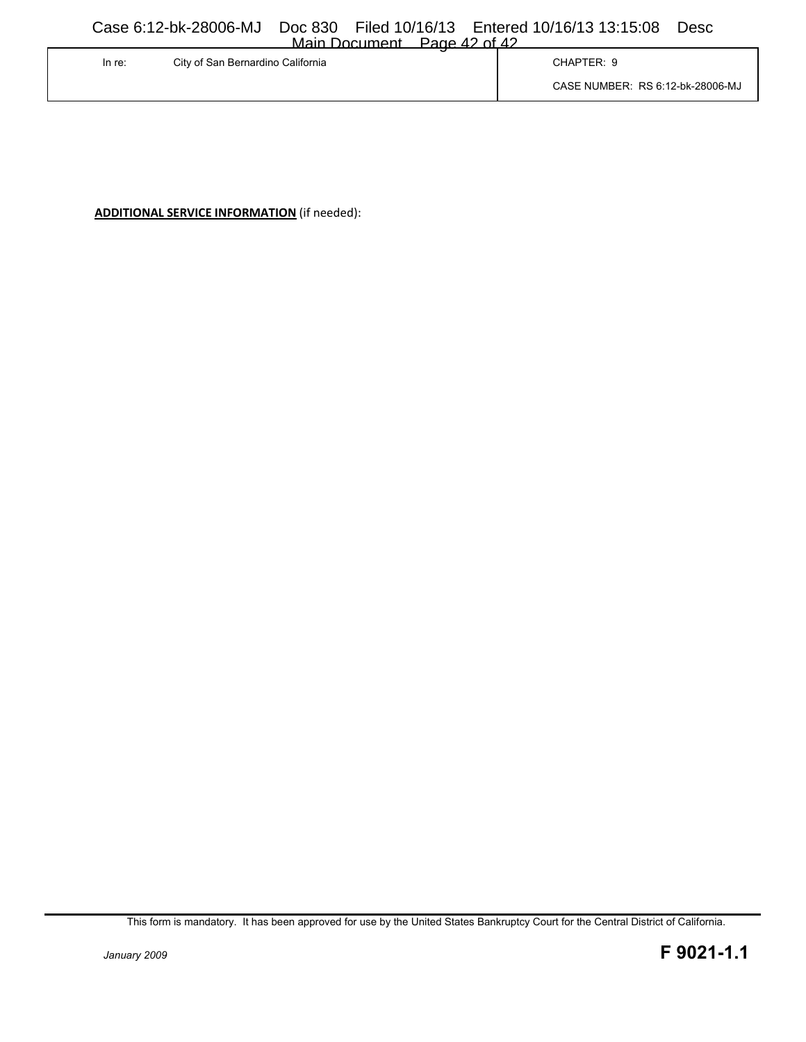| In re: | City of San Bernardino California | CHAPTER: 9 |
| --- | --- | --- |
| | | CASE NUMBER: RS 6:12-bk-28006-MJ |

**ADDITIONAL SERVICE INFORMATION** (if needed):

This form is mandatory. It has been approved for use by the United States Bankruptcy Court for the Central District of California.

*January 2009*

**F 9021-1.1**